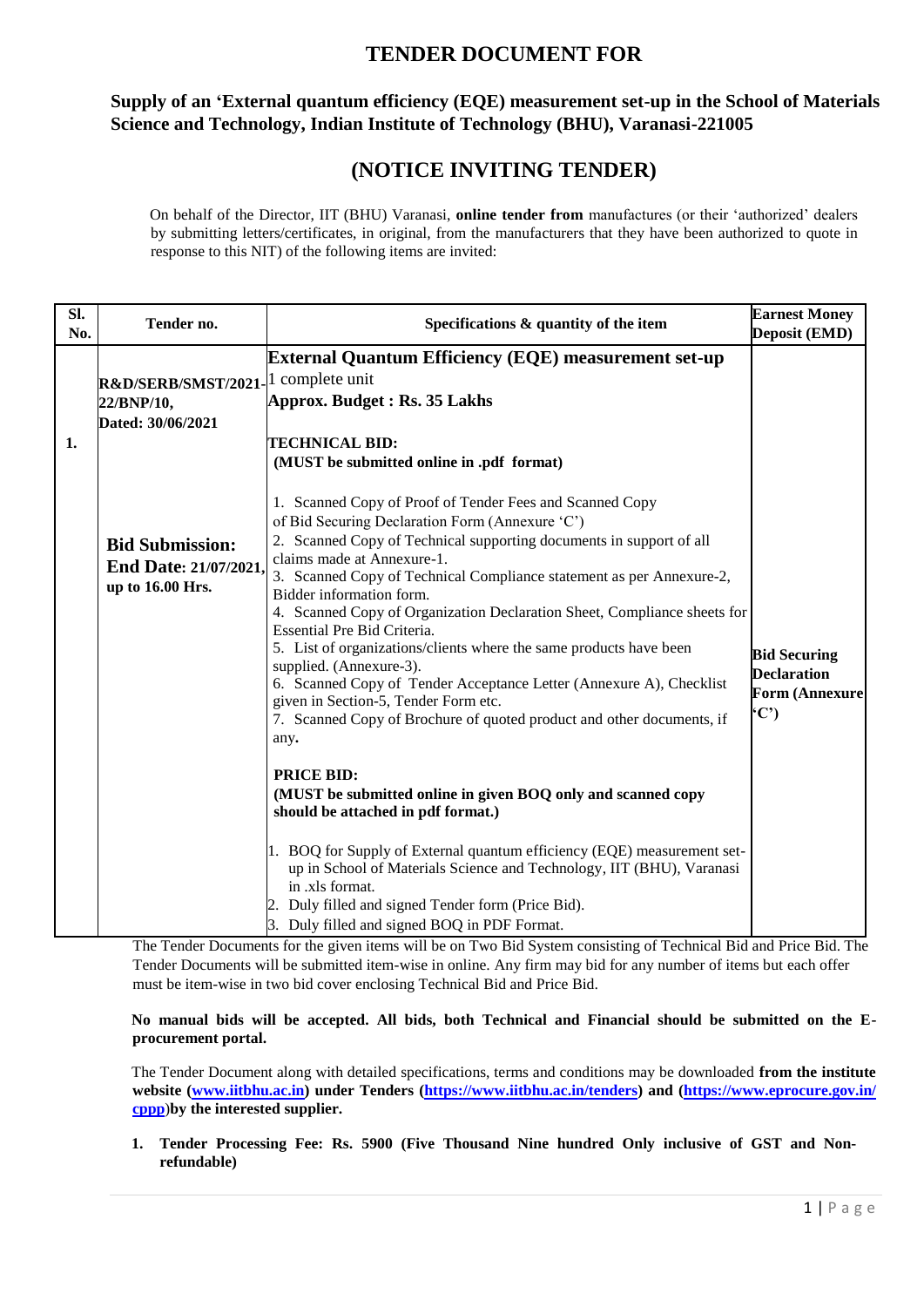# TENDER DOCUMENT FOR

## Supply of an 'External quantum efficiency (EQE) measurement set-up in the School of Materials Science and Technology, Indian Institute of Technology (BHU), Varanasi-221005

# (NOTICE INVITING TENDER)

On behalf of the Director, IIT (BHU) Varanasi, **online tender from** manufactures (or their 'authorized' dealers by submitting letters/certificates, in original, from the manufacturers that they have been authorized to quote in response to this NIT) of the following items are invited:

| Sl. No. | Tender no. | Specifications & quantity of the item | Earnest Money Deposit (EMD) |
|---|---|---|---|
| 1. | **R&D/SERB/SMST/2021-22/BNP/10, Dated: 30/06/2021**<br><br>**Bid Submission: End Date: 21/07/2021, up to 16.00 Hrs.** | **External Quantum Efficiency (EQE) measurement set-up**<br>1 complete unit<br>**Approx. Budget : Rs. 35 Lakhs**<br><br>**TECHNICAL BID:**<br>**(MUST be submitted online in .pdf format)**<br><br>1. Scanned Copy of Proof of Tender Fees and Scanned Copy of Bid Securing Declaration Form (Annexure 'C')<br>2. Scanned Copy of Technical supporting documents in support of all claims made at Annexure-1.<br>3. Scanned Copy of Technical Compliance statement as per Annexure-2, Bidder information form.<br>4. Scanned Copy of Organization Declaration Sheet, Compliance sheets for Essential Pre Bid Criteria.<br>5. List of organizations/clients where the same products have been supplied. (Annexure-3).<br>6. Scanned Copy of Tender Acceptance Letter (Annexure A), Checklist given in Section-5, Tender Form etc.<br>7. Scanned Copy of Brochure of quoted product and other documents, if any.<br><br>**PRICE BID:**<br>**(MUST be submitted online in given BOQ only and scanned copy should be attached in pdf format.)**<br><br>1. BOQ for Supply of External quantum efficiency (EQE) measurement set-up in School of Materials Science and Technology, IIT (BHU), Varanasi in .xls format.<br>2. Duly filled and signed Tender form (Price Bid).<br>3. Duly filled and signed BOQ in PDF Format. | **Bid Securing Declaration Form (Annexure 'C')** |

The Tender Documents for the given items will be on Two Bid System consisting of Technical Bid and Price Bid. The Tender Documents will be submitted item-wise in online. Any firm may bid for any number of items but each offer must be item-wise in two bid cover enclosing Technical Bid and Price Bid.

**No manual bids will be accepted. All bids, both Technical and Financial should be submitted on the E-procurement portal.**

The Tender Document along with detailed specifications, terms and conditions may be downloaded **from the institute website (www.iitbhu.ac.in) under Tenders (https://www.iitbhu.ac.in/tenders) and (https://www.eprocure.gov.in/cppp)by the interested supplier.**

1. **Tender Processing Fee: Rs. 5900 (Five Thousand Nine hundred Only inclusive of GST and Non-refundable)**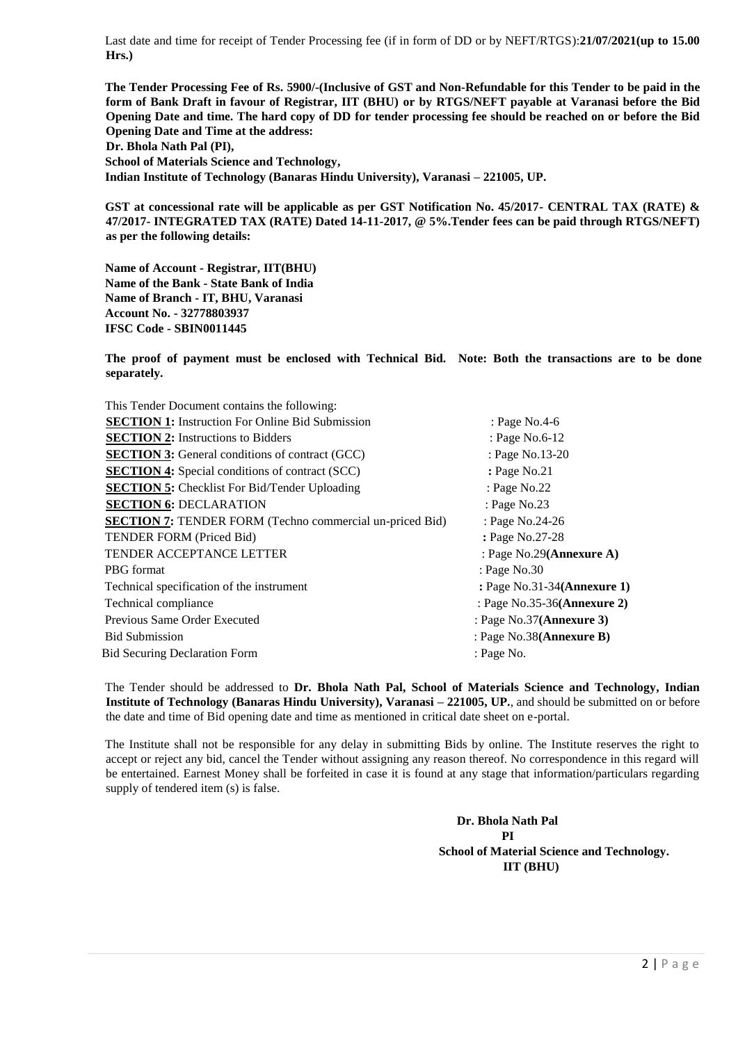Last date and time for receipt of Tender Processing fee (if in form of DD or by NEFT/RTGS):**21/07/2021(up to 15.00 Hrs.)**

**The Tender Processing Fee of Rs. 5900/-(Inclusive of GST and Non-Refundable for this Tender to be paid in the form of Bank Draft in favour of Registrar, IIT (BHU) or by RTGS/NEFT payable at Varanasi before the Bid Opening Date and time. The hard copy of DD for tender processing fee should be reached on or before the Bid Opening Date and Time at the address:**
**Dr. Bhola Nath Pal (PI),**
**School of Materials Science and Technology,**
**Indian Institute of Technology (Banaras Hindu University), Varanasi – 221005, UP.**

**GST at concessional rate will be applicable as per GST Notification No. 45/2017- CENTRAL TAX (RATE) & 47/2017- INTEGRATED TAX (RATE) Dated 14-11-2017, @ 5%.Tender fees can be paid through RTGS/NEFT) as per the following details:**

**Name of Account - Registrar, IIT(BHU)**
**Name of the Bank - State Bank of India**
**Name of Branch - IT, BHU, Varanasi**
**Account No. - 32778803937**
**IFSC Code - SBIN0011445**

**The proof of payment must be enclosed with Technical Bid. Note: Both the transactions are to be done separately.**

This Tender Document contains the following:

| | |
|---|---|
| **SECTION 1:** Instruction For Online Bid Submission | : Page No.4-6 |
| **SECTION 2:** Instructions to Bidders | : Page No.6-12 |
| **SECTION 3:** General conditions of contract (GCC) | : Page No.13-20 |
| **SECTION 4:** Special conditions of contract (SCC) | : Page No.21 |
| **SECTION 5:** Checklist For Bid/Tender Uploading | : Page No.22 |
| **SECTION 6:** DECLARATION | : Page No.23 |
| **SECTION 7:** TENDER FORM (Techno commercial un-priced Bid) | : Page No.24-26 |
| TENDER FORM (Priced Bid) | : Page No.27-28 |
| TENDER ACCEPTANCE LETTER | : Page No.29**(Annexure A)** |
| PBG format | : Page No.30 |
| Technical specification of the instrument | : Page No.31-34**(Annexure 1)** |
| Technical compliance | : Page No.35-36**(Annexure 2)** |
| Previous Same Order Executed | : Page No.37**(Annexure 3)** |
| Bid Submission | : Page No.38**(Annexure B)** |
| Bid Securing Declaration Form | : Page No. |

The Tender should be addressed to **Dr. Bhola Nath Pal, School of Materials Science and Technology, Indian Institute of Technology (Banaras Hindu University), Varanasi – 221005, UP.**, and should be submitted on or before the date and time of Bid opening date and time as mentioned in critical date sheet on e-portal.

The Institute shall not be responsible for any delay in submitting Bids by online. The Institute reserves the right to accept or reject any bid, cancel the Tender without assigning any reason thereof. No correspondence in this regard will be entertained. Earnest Money shall be forfeited in case it is found at any stage that information/particulars regarding supply of tendered item (s) is false.

**Dr. Bhola Nath Pal**
**PI**
**School of Material Science and Technology.**
**IIT (BHU)**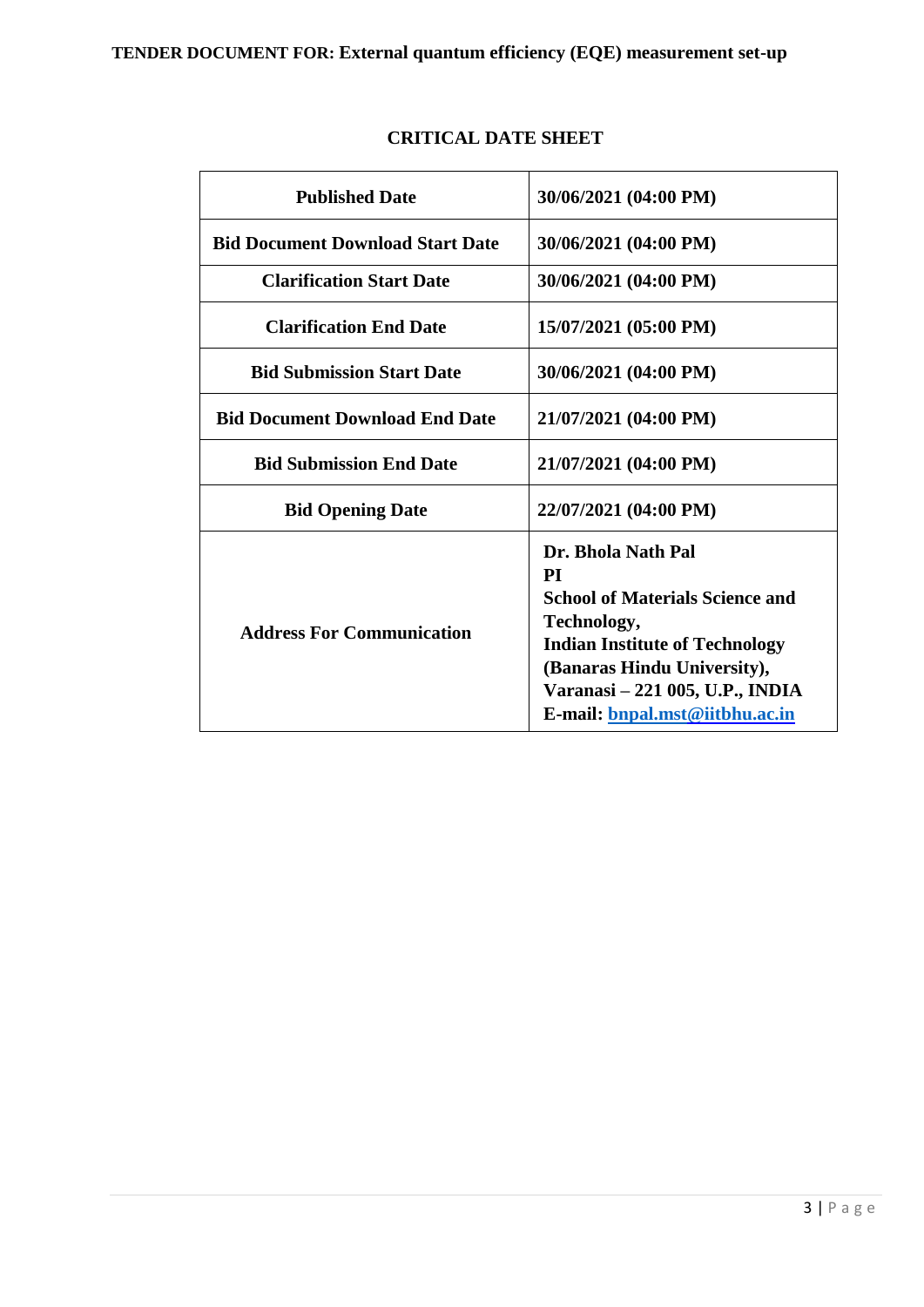## CRITICAL DATE SHEET

| | |
|---|---|
| **Published Date** | **30/06/2021 (04:00 PM)** |
| **Bid Document Download Start Date** | **30/06/2021 (04:00 PM)** |
| **Clarification Start Date** | **30/06/2021 (04:00 PM)** |
| **Clarification End Date** | **15/07/2021 (05:00 PM)** |
| **Bid Submission Start Date** | **30/06/2021 (04:00 PM)** |
| **Bid Document Download End Date** | **21/07/2021 (04:00 PM)** |
| **Bid Submission End Date** | **21/07/2021 (04:00 PM)** |
| **Bid Opening Date** | **22/07/2021 (04:00 PM)** |
| **Address For Communication** | **Dr. Bhola Nath Pal**<br>**PI**<br>**School of Materials Science and Technology,**<br>**Indian Institute of Technology (Banaras Hindu University),**<br>**Varanasi – 221 005, U.P., INDIA**<br>**E-mail: bnpal.mst@iitbhu.ac.in** |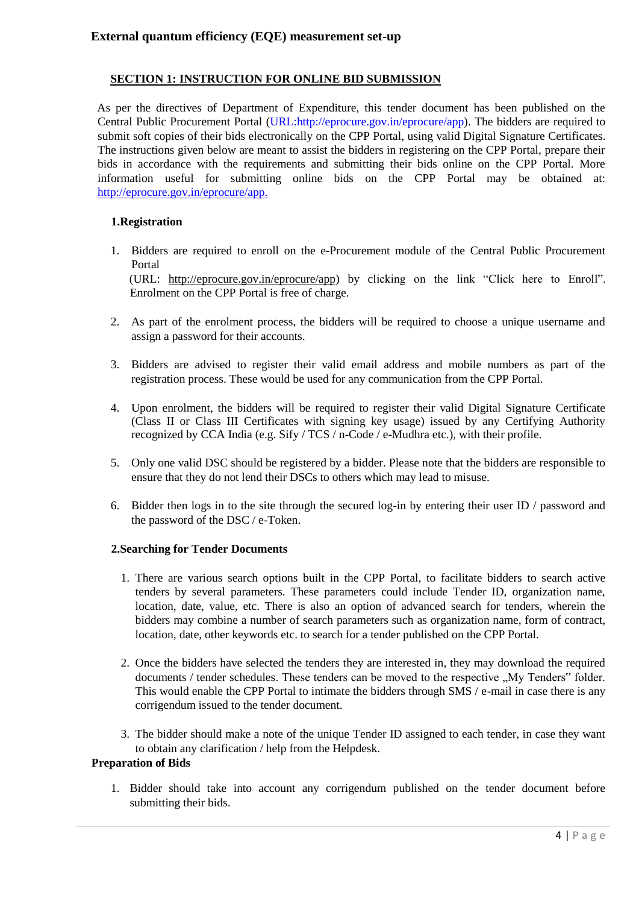## External quantum efficiency (EQE) measurement set-up

### SECTION 1: INSTRUCTION FOR ONLINE BID SUBMISSION

As per the directives of Department of Expenditure, this tender document has been published on the Central Public Procurement Portal (URL:http://eprocure.gov.in/eprocure/app). The bidders are required to submit soft copies of their bids electronically on the CPP Portal, using valid Digital Signature Certificates. The instructions given below are meant to assist the bidders in registering on the CPP Portal, prepare their bids in accordance with the requirements and submitting their bids online on the CPP Portal. More information useful for submitting online bids on the CPP Portal may be obtained at: http://eprocure.gov.in/eprocure/app.

#### 1.Registration

1. Bidders are required to enroll on the e-Procurement module of the Central Public Procurement Portal (URL: http://eprocure.gov.in/eprocure/app) by clicking on the link "Click here to Enroll". Enrolment on the CPP Portal is free of charge.

2. As part of the enrolment process, the bidders will be required to choose a unique username and assign a password for their accounts.

3. Bidders are advised to register their valid email address and mobile numbers as part of the registration process. These would be used for any communication from the CPP Portal.

4. Upon enrolment, the bidders will be required to register their valid Digital Signature Certificate (Class II or Class III Certificates with signing key usage) issued by any Certifying Authority recognized by CCA India (e.g. Sify / TCS / n-Code / e-Mudhra etc.), with their profile.

5. Only one valid DSC should be registered by a bidder. Please note that the bidders are responsible to ensure that they do not lend their DSCs to others which may lead to misuse.

6. Bidder then logs in to the site through the secured log-in by entering their user ID / password and the password of the DSC / e-Token.

#### 2.Searching for Tender Documents

1. There are various search options built in the CPP Portal, to facilitate bidders to search active tenders by several parameters. These parameters could include Tender ID, organization name, location, date, value, etc. There is also an option of advanced search for tenders, wherein the bidders may combine a number of search parameters such as organization name, form of contract, location, date, other keywords etc. to search for a tender published on the CPP Portal.

2. Once the bidders have selected the tenders they are interested in, they may download the required documents / tender schedules. These tenders can be moved to the respective „My Tenders" folder. This would enable the CPP Portal to intimate the bidders through SMS / e-mail in case there is any corrigendum issued to the tender document.

3. The bidder should make a note of the unique Tender ID assigned to each tender, in case they want to obtain any clarification / help from the Helpdesk.

#### Preparation of Bids

1. Bidder should take into account any corrigendum published on the tender document before submitting their bids.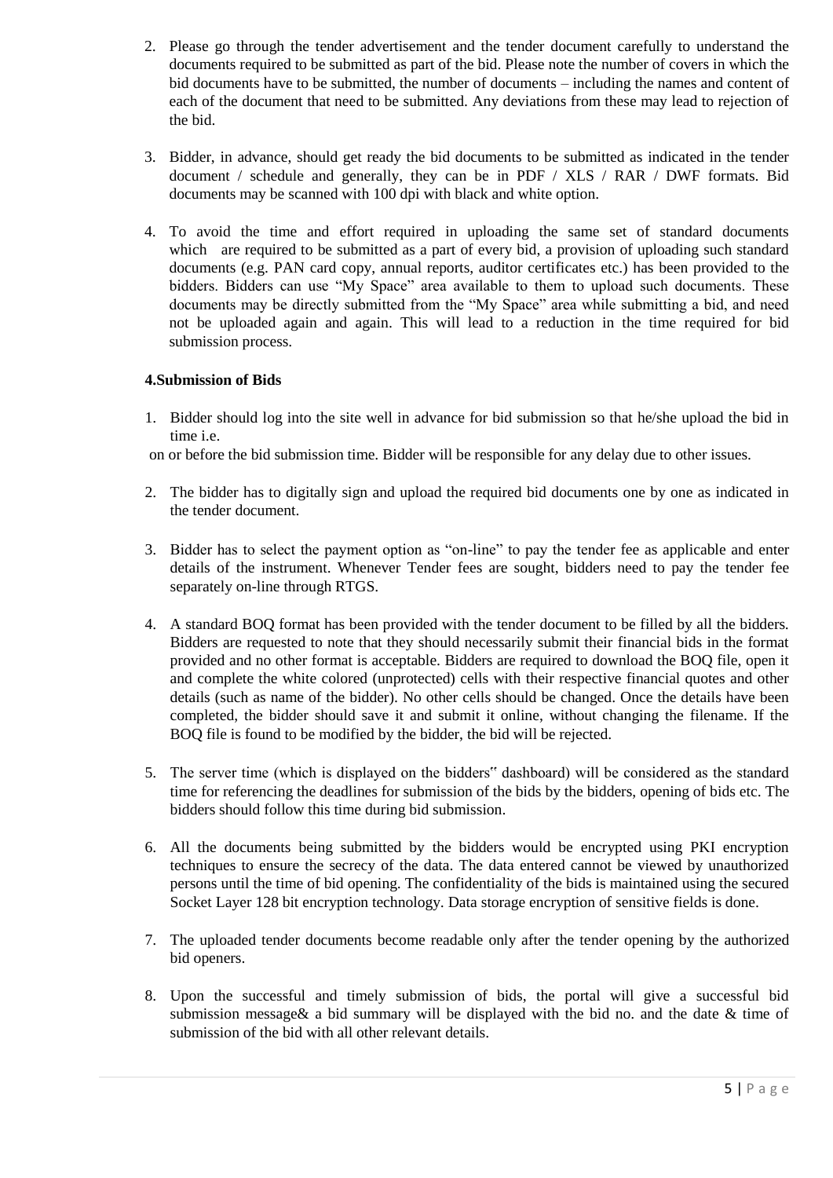2. Please go through the tender advertisement and the tender document carefully to understand the documents required to be submitted as part of the bid. Please note the number of covers in which the bid documents have to be submitted, the number of documents – including the names and content of each of the document that need to be submitted. Any deviations from these may lead to rejection of the bid.

3. Bidder, in advance, should get ready the bid documents to be submitted as indicated in the tender document / schedule and generally, they can be in PDF / XLS / RAR / DWF formats. Bid documents may be scanned with 100 dpi with black and white option.

4. To avoid the time and effort required in uploading the same set of standard documents which are required to be submitted as a part of every bid, a provision of uploading such standard documents (e.g. PAN card copy, annual reports, auditor certificates etc.) has been provided to the bidders. Bidders can use "My Space" area available to them to upload such documents. These documents may be directly submitted from the "My Space" area while submitting a bid, and need not be uploaded again and again. This will lead to a reduction in the time required for bid submission process.

**4.Submission of Bids**

1. Bidder should log into the site well in advance for bid submission so that he/she upload the bid in time i.e.

on or before the bid submission time. Bidder will be responsible for any delay due to other issues.

2. The bidder has to digitally sign and upload the required bid documents one by one as indicated in the tender document.

3. Bidder has to select the payment option as "on-line" to pay the tender fee as applicable and enter details of the instrument. Whenever Tender fees are sought, bidders need to pay the tender fee separately on-line through RTGS.

4. A standard BOQ format has been provided with the tender document to be filled by all the bidders. Bidders are requested to note that they should necessarily submit their financial bids in the format provided and no other format is acceptable. Bidders are required to download the BOQ file, open it and complete the white colored (unprotected) cells with their respective financial quotes and other details (such as name of the bidder). No other cells should be changed. Once the details have been completed, the bidder should save it and submit it online, without changing the filename. If the BOQ file is found to be modified by the bidder, the bid will be rejected.

5. The server time (which is displayed on the bidders" dashboard) will be considered as the standard time for referencing the deadlines for submission of the bids by the bidders, opening of bids etc. The bidders should follow this time during bid submission.

6. All the documents being submitted by the bidders would be encrypted using PKI encryption techniques to ensure the secrecy of the data. The data entered cannot be viewed by unauthorized persons until the time of bid opening. The confidentiality of the bids is maintained using the secured Socket Layer 128 bit encryption technology. Data storage encryption of sensitive fields is done.

7. The uploaded tender documents become readable only after the tender opening by the authorized bid openers.

8. Upon the successful and timely submission of bids, the portal will give a successful bid submission message& a bid summary will be displayed with the bid no. and the date & time of submission of the bid with all other relevant details.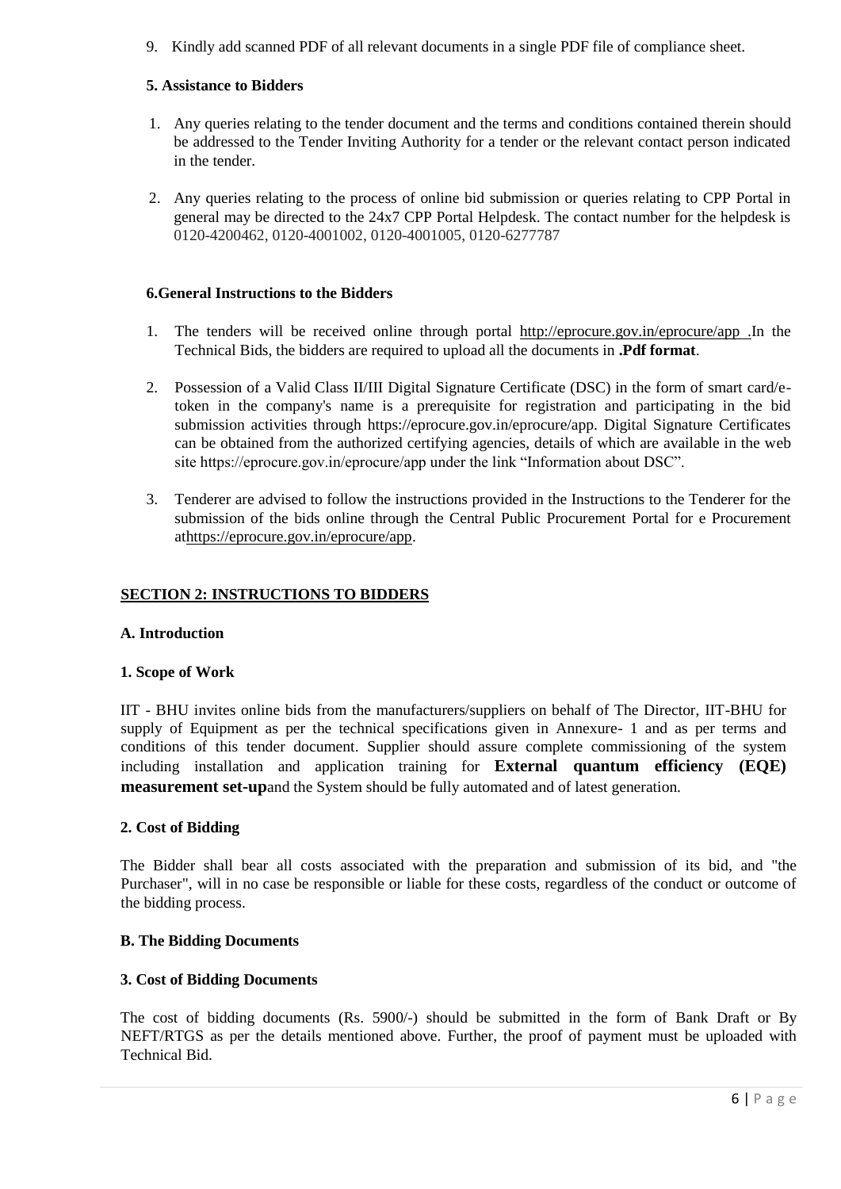9. Kindly add scanned PDF of all relevant documents in a single PDF file of compliance sheet.

**5. Assistance to Bidders**

1. Any queries relating to the tender document and the terms and conditions contained therein should be addressed to the Tender Inviting Authority for a tender or the relevant contact person indicated in the tender.
2. Any queries relating to the process of online bid submission or queries relating to CPP Portal in general may be directed to the 24x7 CPP Portal Helpdesk. The contact number for the helpdesk is 0120-4200462, 0120-4001002, 0120-4001005, 0120-6277787

**6.General Instructions to the Bidders**

1. The tenders will be received online through portal http://eprocure.gov.in/eprocure/app .In the Technical Bids, the bidders are required to upload all the documents in **.Pdf format**.
2. Possession of a Valid Class II/III Digital Signature Certificate (DSC) in the form of smart card/e-token in the company's name is a prerequisite for registration and participating in the bid submission activities through https://eprocure.gov.in/eprocure/app. Digital Signature Certificates can be obtained from the authorized certifying agencies, details of which are available in the web site https://eprocure.gov.in/eprocure/app under the link "Information about DSC".
3. Tenderer are advised to follow the instructions provided in the Instructions to the Tenderer for the submission of the bids online through the Central Public Procurement Portal for e Procurement athttps://eprocure.gov.in/eprocure/app.

## SECTION 2: INSTRUCTIONS TO BIDDERS

**A. Introduction**

**1. Scope of Work**

IIT - BHU invites online bids from the manufacturers/suppliers on behalf of The Director, IIT-BHU for supply of Equipment as per the technical specifications given in Annexure- 1 and as per terms and conditions of this tender document. Supplier should assure complete commissioning of the system including installation and application training for **External quantum efficiency (EQE) measurement set-up**and the System should be fully automated and of latest generation.

**2. Cost of Bidding**

The Bidder shall bear all costs associated with the preparation and submission of its bid, and "the Purchaser", will in no case be responsible or liable for these costs, regardless of the conduct or outcome of the bidding process.

**B. The Bidding Documents**

**3. Cost of Bidding Documents**

The cost of bidding documents (Rs. 5900/-) should be submitted in the form of Bank Draft or By NEFT/RTGS as per the details mentioned above. Further, the proof of payment must be uploaded with Technical Bid.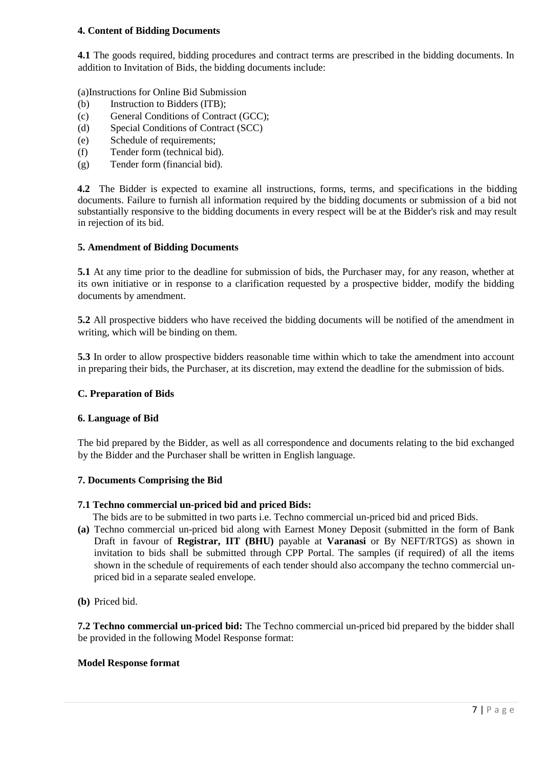### 4. Content of Bidding Documents

**4.1** The goods required, bidding procedures and contract terms are prescribed in the bidding documents. In addition to Invitation of Bids, the bidding documents include:

(a)Instructions for Online Bid Submission
(b) Instruction to Bidders (ITB);
(c) General Conditions of Contract (GCC);
(d) Special Conditions of Contract (SCC)
(e) Schedule of requirements;
(f) Tender form (technical bid).
(g) Tender form (financial bid).

**4.2** The Bidder is expected to examine all instructions, forms, terms, and specifications in the bidding documents. Failure to furnish all information required by the bidding documents or submission of a bid not substantially responsive to the bidding documents in every respect will be at the Bidder's risk and may result in rejection of its bid.

### 5. Amendment of Bidding Documents

**5.1** At any time prior to the deadline for submission of bids, the Purchaser may, for any reason, whether at its own initiative or in response to a clarification requested by a prospective bidder, modify the bidding documents by amendment.

**5.2** All prospective bidders who have received the bidding documents will be notified of the amendment in writing, which will be binding on them.

**5.3** In order to allow prospective bidders reasonable time within which to take the amendment into account in preparing their bids, the Purchaser, at its discretion, may extend the deadline for the submission of bids.

## C. Preparation of Bids

### 6. Language of Bid

The bid prepared by the Bidder, as well as all correspondence and documents relating to the bid exchanged by the Bidder and the Purchaser shall be written in English language.

### 7. Documents Comprising the Bid

**7.1 Techno commercial un-priced bid and priced Bids:**

The bids are to be submitted in two parts i.e. Techno commercial un-priced bid and priced Bids.

**(a)** Techno commercial un-priced bid along with Earnest Money Deposit (submitted in the form of Bank Draft in favour of **Registrar, IIT (BHU)** payable at **Varanasi** or By NEFT/RTGS) as shown in invitation to bids shall be submitted through CPP Portal. The samples (if required) of all the items shown in the schedule of requirements of each tender should also accompany the techno commercial un-priced bid in a separate sealed envelope.

**(b)** Priced bid.

**7.2 Techno commercial un-priced bid:** The Techno commercial un-priced bid prepared by the bidder shall be provided in the following Model Response format:

**Model Response format**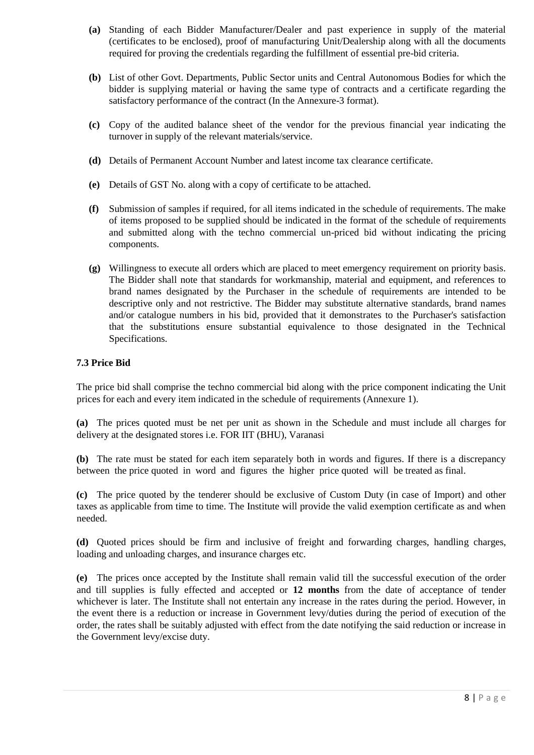**(a)** Standing of each Bidder Manufacturer/Dealer and past experience in supply of the material (certificates to be enclosed), proof of manufacturing Unit/Dealership along with all the documents required for proving the credentials regarding the fulfillment of essential pre-bid criteria.

**(b)** List of other Govt. Departments, Public Sector units and Central Autonomous Bodies for which the bidder is supplying material or having the same type of contracts and a certificate regarding the satisfactory performance of the contract (In the Annexure-3 format).

**(c)** Copy of the audited balance sheet of the vendor for the previous financial year indicating the turnover in supply of the relevant materials/service.

**(d)** Details of Permanent Account Number and latest income tax clearance certificate.

**(e)** Details of GST No. along with a copy of certificate to be attached.

**(f)** Submission of samples if required, for all items indicated in the schedule of requirements. The make of items proposed to be supplied should be indicated in the format of the schedule of requirements and submitted along with the techno commercial un-priced bid without indicating the pricing components.

**(g)** Willingness to execute all orders which are placed to meet emergency requirement on priority basis. The Bidder shall note that standards for workmanship, material and equipment, and references to brand names designated by the Purchaser in the schedule of requirements are intended to be descriptive only and not restrictive. The Bidder may substitute alternative standards, brand names and/or catalogue numbers in his bid, provided that it demonstrates to the Purchaser's satisfaction that the substitutions ensure substantial equivalence to those designated in the Technical Specifications.

### 7.3 Price Bid

The price bid shall comprise the techno commercial bid along with the price component indicating the Unit prices for each and every item indicated in the schedule of requirements (Annexure 1).

**(a)** The prices quoted must be net per unit as shown in the Schedule and must include all charges for delivery at the designated stores i.e. FOR IIT (BHU), Varanasi

**(b)** The rate must be stated for each item separately both in words and figures. If there is a discrepancy between the price quoted in word and figures the higher price quoted will be treated as final.

**(c)** The price quoted by the tenderer should be exclusive of Custom Duty (in case of Import) and other taxes as applicable from time to time. The Institute will provide the valid exemption certificate as and when needed.

**(d)** Quoted prices should be firm and inclusive of freight and forwarding charges, handling charges, loading and unloading charges, and insurance charges etc.

**(e)** The prices once accepted by the Institute shall remain valid till the successful execution of the order and till supplies is fully effected and accepted or **12 months** from the date of acceptance of tender whichever is later. The Institute shall not entertain any increase in the rates during the period. However, in the event there is a reduction or increase in Government levy/duties during the period of execution of the order, the rates shall be suitably adjusted with effect from the date notifying the said reduction or increase in the Government levy/excise duty.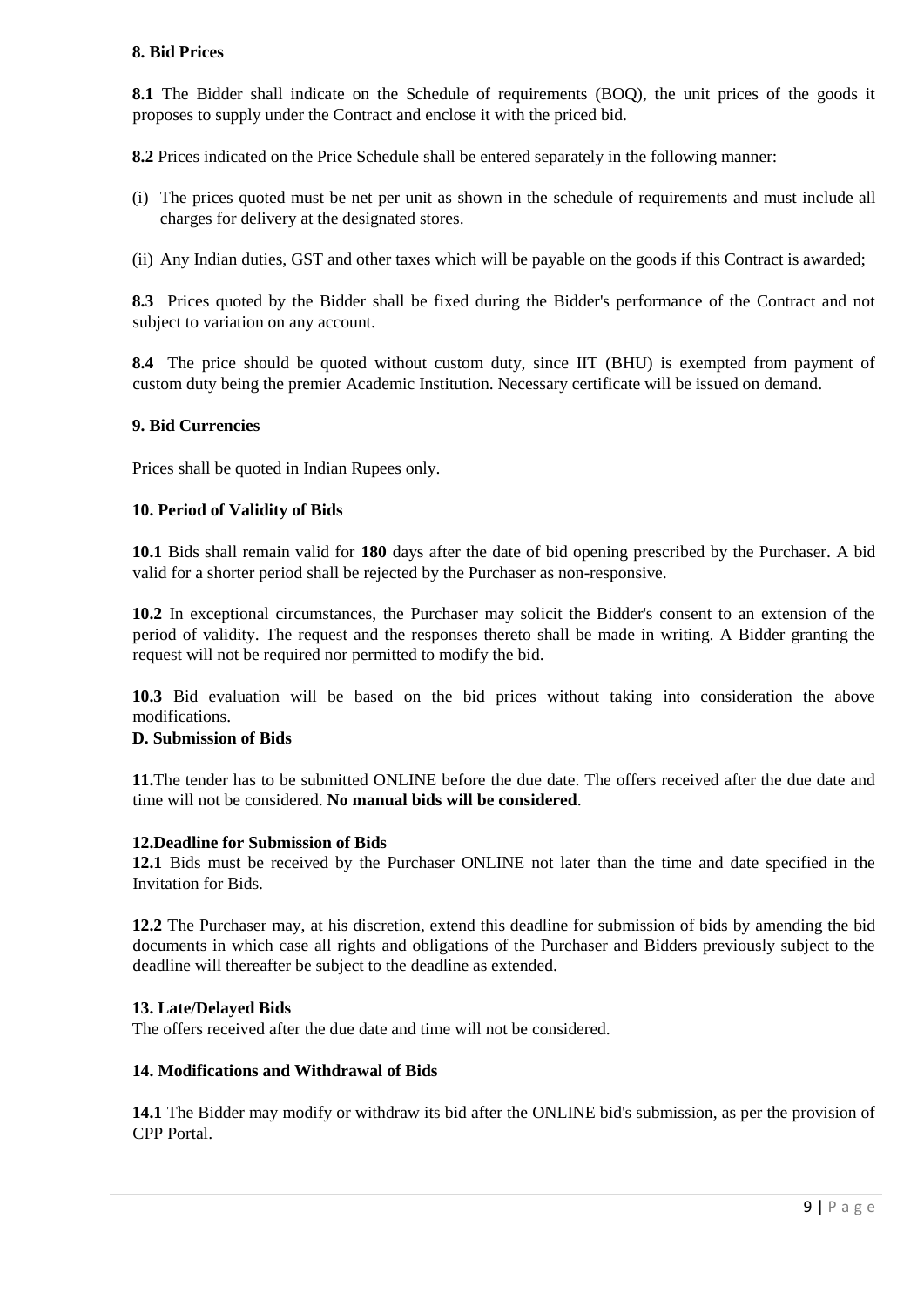**8. Bid Prices**

**8.1** The Bidder shall indicate on the Schedule of requirements (BOQ), the unit prices of the goods it proposes to supply under the Contract and enclose it with the priced bid.

**8.2** Prices indicated on the Price Schedule shall be entered separately in the following manner:

(i) The prices quoted must be net per unit as shown in the schedule of requirements and must include all charges for delivery at the designated stores.

(ii) Any Indian duties, GST and other taxes which will be payable on the goods if this Contract is awarded;

**8.3** Prices quoted by the Bidder shall be fixed during the Bidder's performance of the Contract and not subject to variation on any account.

**8.4** The price should be quoted without custom duty, since IIT (BHU) is exempted from payment of custom duty being the premier Academic Institution. Necessary certificate will be issued on demand.

**9. Bid Currencies**

Prices shall be quoted in Indian Rupees only.

**10. Period of Validity of Bids**

**10.1** Bids shall remain valid for **180** days after the date of bid opening prescribed by the Purchaser. A bid valid for a shorter period shall be rejected by the Purchaser as non-responsive.

**10.2** In exceptional circumstances, the Purchaser may solicit the Bidder's consent to an extension of the period of validity. The request and the responses thereto shall be made in writing. A Bidder granting the request will not be required nor permitted to modify the bid.

**10.3** Bid evaluation will be based on the bid prices without taking into consideration the above modifications.

**D. Submission of Bids**

**11.**The tender has to be submitted ONLINE before the due date. The offers received after the due date and time will not be considered. **No manual bids will be considered**.

**12.Deadline for Submission of Bids**

**12.1** Bids must be received by the Purchaser ONLINE not later than the time and date specified in the Invitation for Bids.

**12.2** The Purchaser may, at his discretion, extend this deadline for submission of bids by amending the bid documents in which case all rights and obligations of the Purchaser and Bidders previously subject to the deadline will thereafter be subject to the deadline as extended.

**13. Late/Delayed Bids**

The offers received after the due date and time will not be considered.

**14. Modifications and Withdrawal of Bids**

**14.1** The Bidder may modify or withdraw its bid after the ONLINE bid's submission, as per the provision of CPP Portal.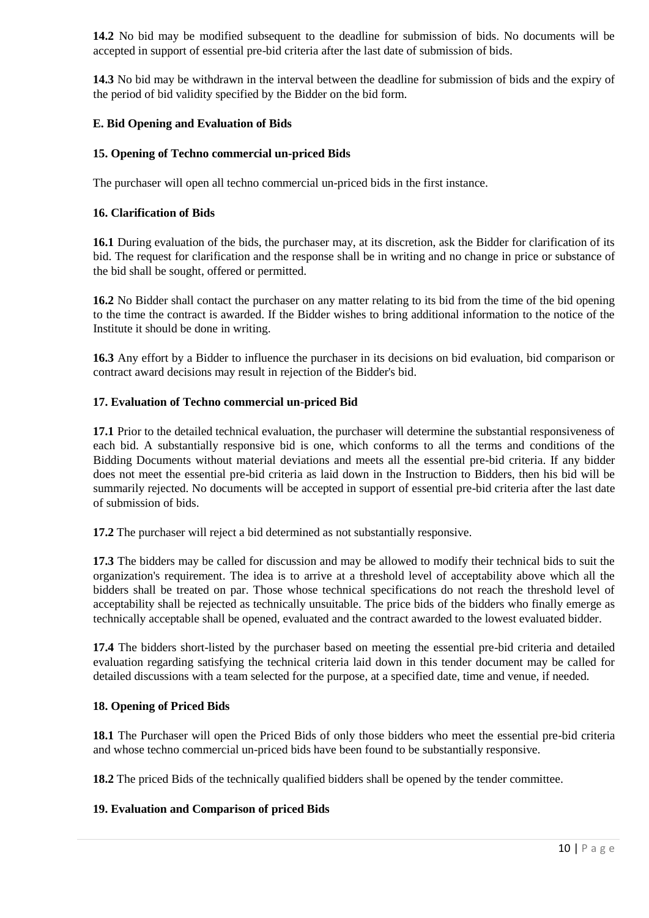**14.2** No bid may be modified subsequent to the deadline for submission of bids. No documents will be accepted in support of essential pre-bid criteria after the last date of submission of bids.

**14.3** No bid may be withdrawn in the interval between the deadline for submission of bids and the expiry of the period of bid validity specified by the Bidder on the bid form.

## E. Bid Opening and Evaluation of Bids

### 15. Opening of Techno commercial un-priced Bids

The purchaser will open all techno commercial un-priced bids in the first instance.

### 16. Clarification of Bids

**16.1** During evaluation of the bids, the purchaser may, at its discretion, ask the Bidder for clarification of its bid. The request for clarification and the response shall be in writing and no change in price or substance of the bid shall be sought, offered or permitted.

**16.2** No Bidder shall contact the purchaser on any matter relating to its bid from the time of the bid opening to the time the contract is awarded. If the Bidder wishes to bring additional information to the notice of the Institute it should be done in writing.

**16.3** Any effort by a Bidder to influence the purchaser in its decisions on bid evaluation, bid comparison or contract award decisions may result in rejection of the Bidder's bid.

### 17. Evaluation of Techno commercial un-priced Bid

**17.1** Prior to the detailed technical evaluation, the purchaser will determine the substantial responsiveness of each bid. A substantially responsive bid is one, which conforms to all the terms and conditions of the Bidding Documents without material deviations and meets all the essential pre-bid criteria. If any bidder does not meet the essential pre-bid criteria as laid down in the Instruction to Bidders, then his bid will be summarily rejected. No documents will be accepted in support of essential pre-bid criteria after the last date of submission of bids.

**17.2** The purchaser will reject a bid determined as not substantially responsive.

**17.3** The bidders may be called for discussion and may be allowed to modify their technical bids to suit the organization's requirement. The idea is to arrive at a threshold level of acceptability above which all the bidders shall be treated on par. Those whose technical specifications do not reach the threshold level of acceptability shall be rejected as technically unsuitable. The price bids of the bidders who finally emerge as technically acceptable shall be opened, evaluated and the contract awarded to the lowest evaluated bidder.

**17.4** The bidders short-listed by the purchaser based on meeting the essential pre-bid criteria and detailed evaluation regarding satisfying the technical criteria laid down in this tender document may be called for detailed discussions with a team selected for the purpose, at a specified date, time and venue, if needed.

### 18. Opening of Priced Bids

**18.1** The Purchaser will open the Priced Bids of only those bidders who meet the essential pre-bid criteria and whose techno commercial un-priced bids have been found to be substantially responsive.

**18.2** The priced Bids of the technically qualified bidders shall be opened by the tender committee.

### 19. Evaluation and Comparison of priced Bids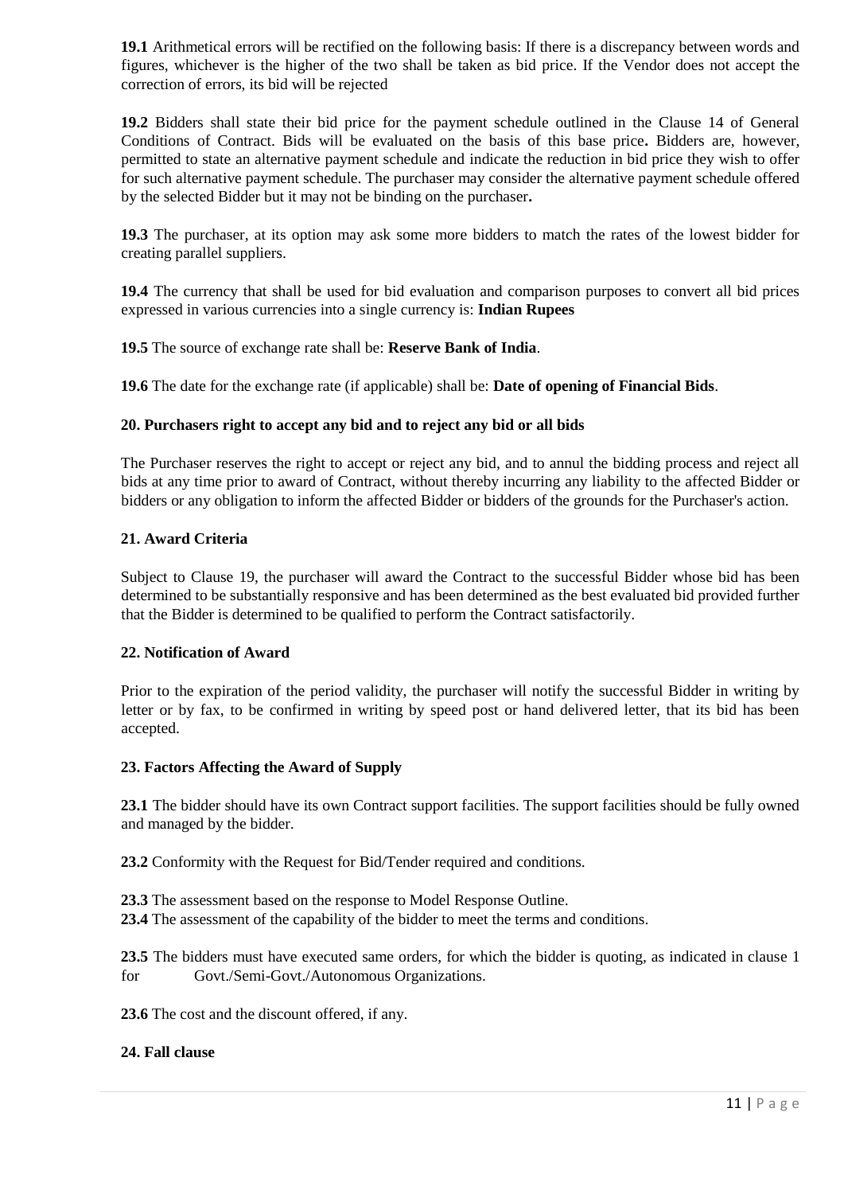**19.1** Arithmetical errors will be rectified on the following basis: If there is a discrepancy between words and figures, whichever is the higher of the two shall be taken as bid price. If the Vendor does not accept the correction of errors, its bid will be rejected

**19.2** Bidders shall state their bid price for the payment schedule outlined in the Clause 14 of General Conditions of Contract. Bids will be evaluated on the basis of this base price**.** Bidders are, however, permitted to state an alternative payment schedule and indicate the reduction in bid price they wish to offer for such alternative payment schedule. The purchaser may consider the alternative payment schedule offered by the selected Bidder but it may not be binding on the purchaser**.**

**19.3** The purchaser, at its option may ask some more bidders to match the rates of the lowest bidder for creating parallel suppliers.

**19.4** The currency that shall be used for bid evaluation and comparison purposes to convert all bid prices expressed in various currencies into a single currency is: **Indian Rupees**

**19.5** The source of exchange rate shall be: **Reserve Bank of India**.

**19.6** The date for the exchange rate (if applicable) shall be: **Date of opening of Financial Bids**.

### 20. Purchasers right to accept any bid and to reject any bid or all bids

The Purchaser reserves the right to accept or reject any bid, and to annul the bidding process and reject all bids at any time prior to award of Contract, without thereby incurring any liability to the affected Bidder or bidders or any obligation to inform the affected Bidder or bidders of the grounds for the Purchaser's action.

### 21. Award Criteria

Subject to Clause 19, the purchaser will award the Contract to the successful Bidder whose bid has been determined to be substantially responsive and has been determined as the best evaluated bid provided further that the Bidder is determined to be qualified to perform the Contract satisfactorily.

### 22. Notification of Award

Prior to the expiration of the period validity, the purchaser will notify the successful Bidder in writing by letter or by fax, to be confirmed in writing by speed post or hand delivered letter, that its bid has been accepted.

### 23. Factors Affecting the Award of Supply

**23.1** The bidder should have its own Contract support facilities. The support facilities should be fully owned and managed by the bidder.

**23.2** Conformity with the Request for Bid/Tender required and conditions.

**23.3** The assessment based on the response to Model Response Outline.
**23.4** The assessment of the capability of the bidder to meet the terms and conditions.

**23.5** The bidders must have executed same orders, for which the bidder is quoting, as indicated in clause 1 for Govt./Semi-Govt./Autonomous Organizations.

**23.6** The cost and the discount offered, if any.

### 24. Fall clause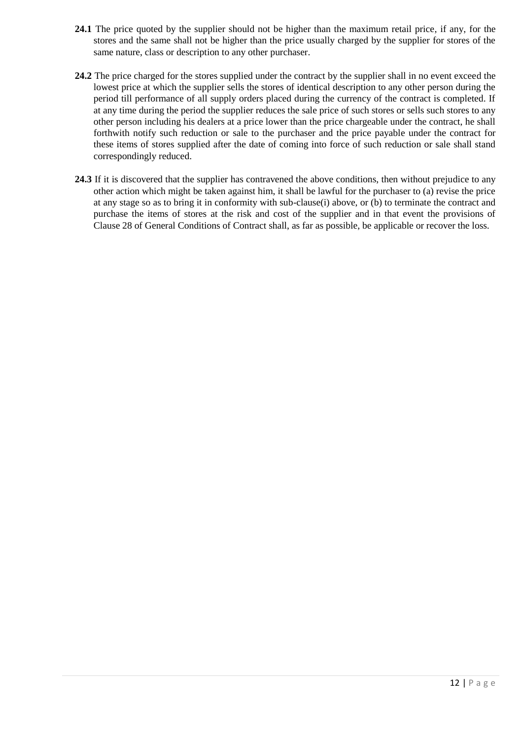**24.1** The price quoted by the supplier should not be higher than the maximum retail price, if any, for the stores and the same shall not be higher than the price usually charged by the supplier for stores of the same nature, class or description to any other purchaser.

**24.2** The price charged for the stores supplied under the contract by the supplier shall in no event exceed the lowest price at which the supplier sells the stores of identical description to any other person during the period till performance of all supply orders placed during the currency of the contract is completed. If at any time during the period the supplier reduces the sale price of such stores or sells such stores to any other person including his dealers at a price lower than the price chargeable under the contract, he shall forthwith notify such reduction or sale to the purchaser and the price payable under the contract for these items of stores supplied after the date of coming into force of such reduction or sale shall stand correspondingly reduced.

**24.3** If it is discovered that the supplier has contravened the above conditions, then without prejudice to any other action which might be taken against him, it shall be lawful for the purchaser to (a) revise the price at any stage so as to bring it in conformity with sub-clause(i) above, or (b) to terminate the contract and purchase the items of stores at the risk and cost of the supplier and in that event the provisions of Clause 28 of General Conditions of Contract shall, as far as possible, be applicable or recover the loss.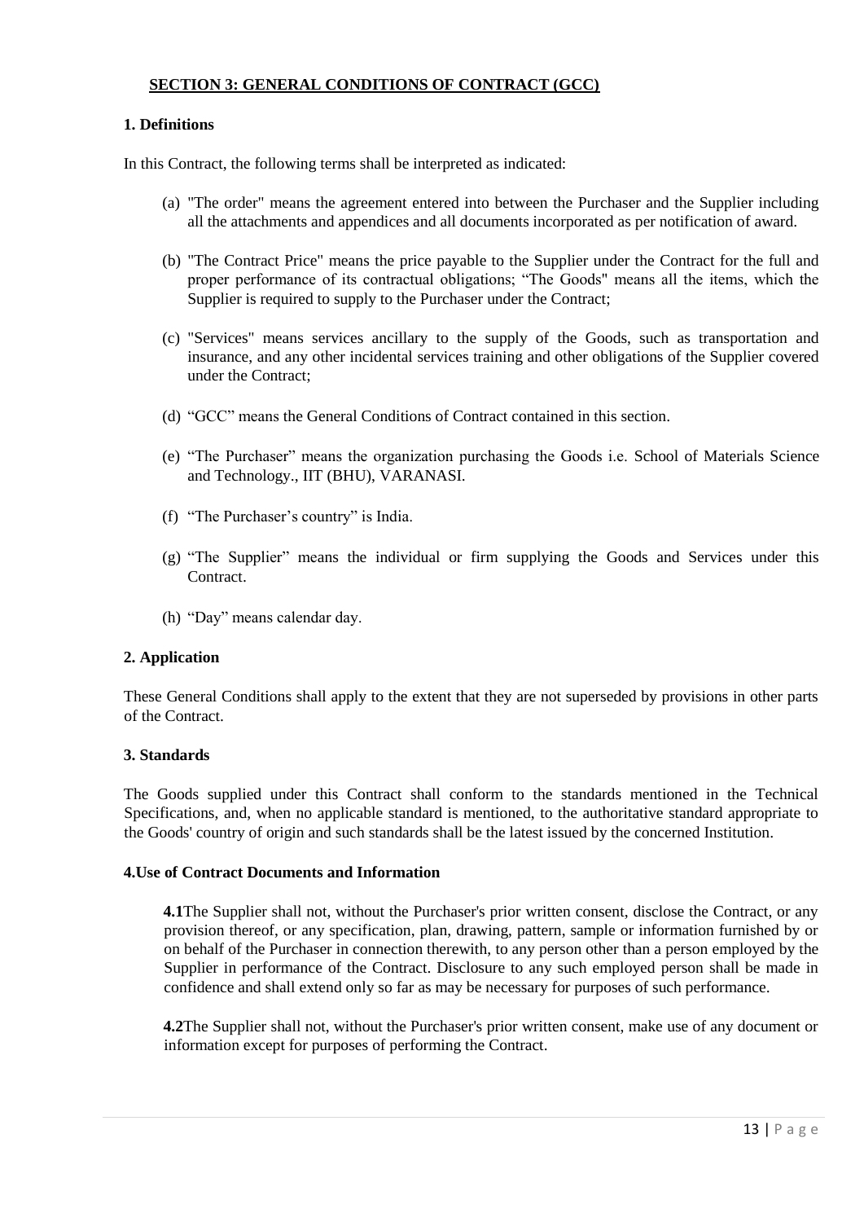## SECTION 3: GENERAL CONDITIONS OF CONTRACT (GCC)

### 1. Definitions

In this Contract, the following terms shall be interpreted as indicated:

(a) "The order" means the agreement entered into between the Purchaser and the Supplier including all the attachments and appendices and all documents incorporated as per notification of award.

(b) "The Contract Price" means the price payable to the Supplier under the Contract for the full and proper performance of its contractual obligations; "The Goods" means all the items, which the Supplier is required to supply to the Purchaser under the Contract;

(c) "Services" means services ancillary to the supply of the Goods, such as transportation and insurance, and any other incidental services training and other obligations of the Supplier covered under the Contract;

(d) "GCC" means the General Conditions of Contract contained in this section.

(e) "The Purchaser" means the organization purchasing the Goods i.e. School of Materials Science and Technology., IIT (BHU), VARANASI.

(f) "The Purchaser's country" is India.

(g) "The Supplier" means the individual or firm supplying the Goods and Services under this Contract.

(h) "Day" means calendar day.

### 2. Application

These General Conditions shall apply to the extent that they are not superseded by provisions in other parts of the Contract.

### 3. Standards

The Goods supplied under this Contract shall conform to the standards mentioned in the Technical Specifications, and, when no applicable standard is mentioned, to the authoritative standard appropriate to the Goods' country of origin and such standards shall be the latest issued by the concerned Institution.

### 4.Use of Contract Documents and Information

**4.1**The Supplier shall not, without the Purchaser's prior written consent, disclose the Contract, or any provision thereof, or any specification, plan, drawing, pattern, sample or information furnished by or on behalf of the Purchaser in connection therewith, to any person other than a person employed by the Supplier in performance of the Contract. Disclosure to any such employed person shall be made in confidence and shall extend only so far as may be necessary for purposes of such performance.

**4.2**The Supplier shall not, without the Purchaser's prior written consent, make use of any document or information except for purposes of performing the Contract.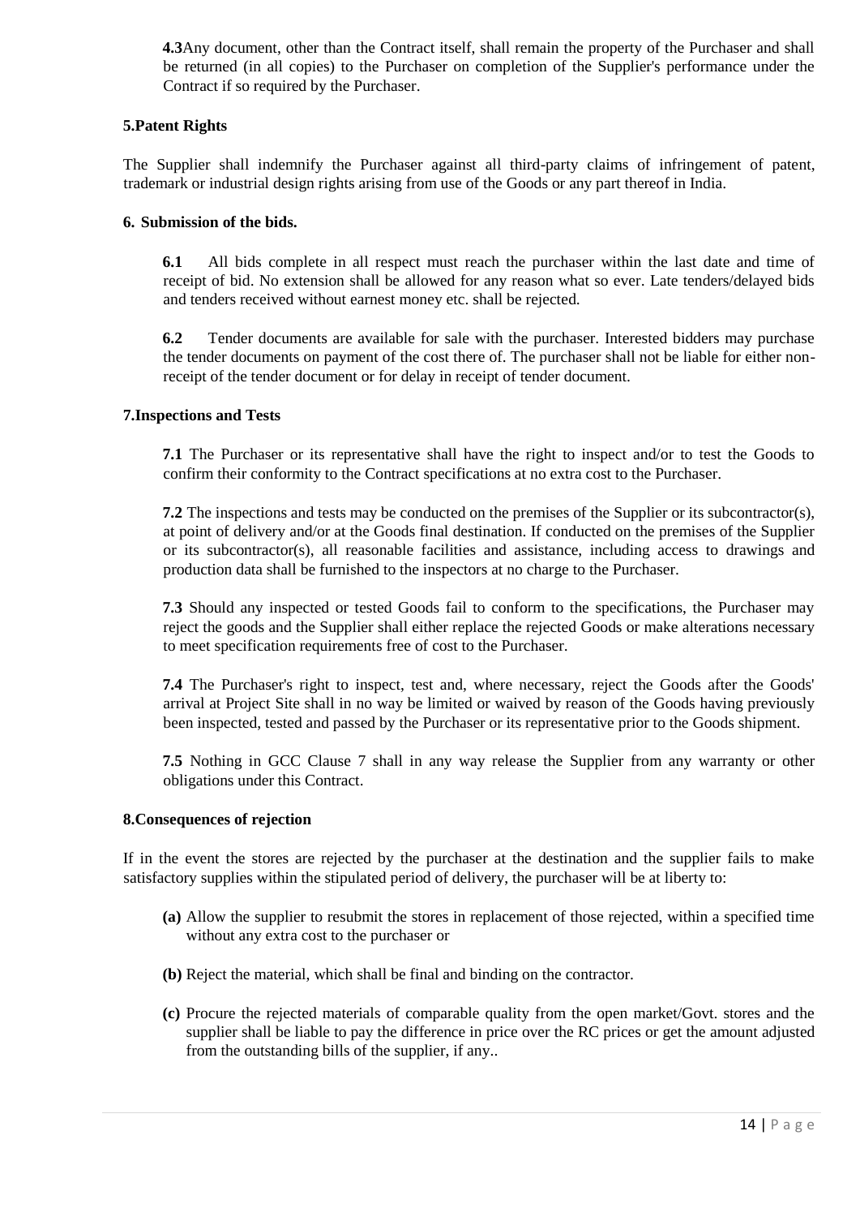**4.3**Any document, other than the Contract itself, shall remain the property of the Purchaser and shall be returned (in all copies) to the Purchaser on completion of the Supplier's performance under the Contract if so required by the Purchaser.

**5.Patent Rights**

The Supplier shall indemnify the Purchaser against all third-party claims of infringement of patent, trademark or industrial design rights arising from use of the Goods or any part thereof in India.

**6. Submission of the bids.**

**6.1** All bids complete in all respect must reach the purchaser within the last date and time of receipt of bid. No extension shall be allowed for any reason what so ever. Late tenders/delayed bids and tenders received without earnest money etc. shall be rejected.

**6.2** Tender documents are available for sale with the purchaser. Interested bidders may purchase the tender documents on payment of the cost there of. The purchaser shall not be liable for either non-receipt of the tender document or for delay in receipt of tender document.

**7.Inspections and Tests**

**7.1** The Purchaser or its representative shall have the right to inspect and/or to test the Goods to confirm their conformity to the Contract specifications at no extra cost to the Purchaser.

**7.2** The inspections and tests may be conducted on the premises of the Supplier or its subcontractor(s), at point of delivery and/or at the Goods final destination. If conducted on the premises of the Supplier or its subcontractor(s), all reasonable facilities and assistance, including access to drawings and production data shall be furnished to the inspectors at no charge to the Purchaser.

**7.3** Should any inspected or tested Goods fail to conform to the specifications, the Purchaser may reject the goods and the Supplier shall either replace the rejected Goods or make alterations necessary to meet specification requirements free of cost to the Purchaser.

**7.4** The Purchaser's right to inspect, test and, where necessary, reject the Goods after the Goods' arrival at Project Site shall in no way be limited or waived by reason of the Goods having previously been inspected, tested and passed by the Purchaser or its representative prior to the Goods shipment.

**7.5** Nothing in GCC Clause 7 shall in any way release the Supplier from any warranty or other obligations under this Contract.

**8.Consequences of rejection**

If in the event the stores are rejected by the purchaser at the destination and the supplier fails to make satisfactory supplies within the stipulated period of delivery, the purchaser will be at liberty to:

- **(a)** Allow the supplier to resubmit the stores in replacement of those rejected, within a specified time without any extra cost to the purchaser or
- **(b)** Reject the material, which shall be final and binding on the contractor.
- **(c)** Procure the rejected materials of comparable quality from the open market/Govt. stores and the supplier shall be liable to pay the difference in price over the RC prices or get the amount adjusted from the outstanding bills of the supplier, if any..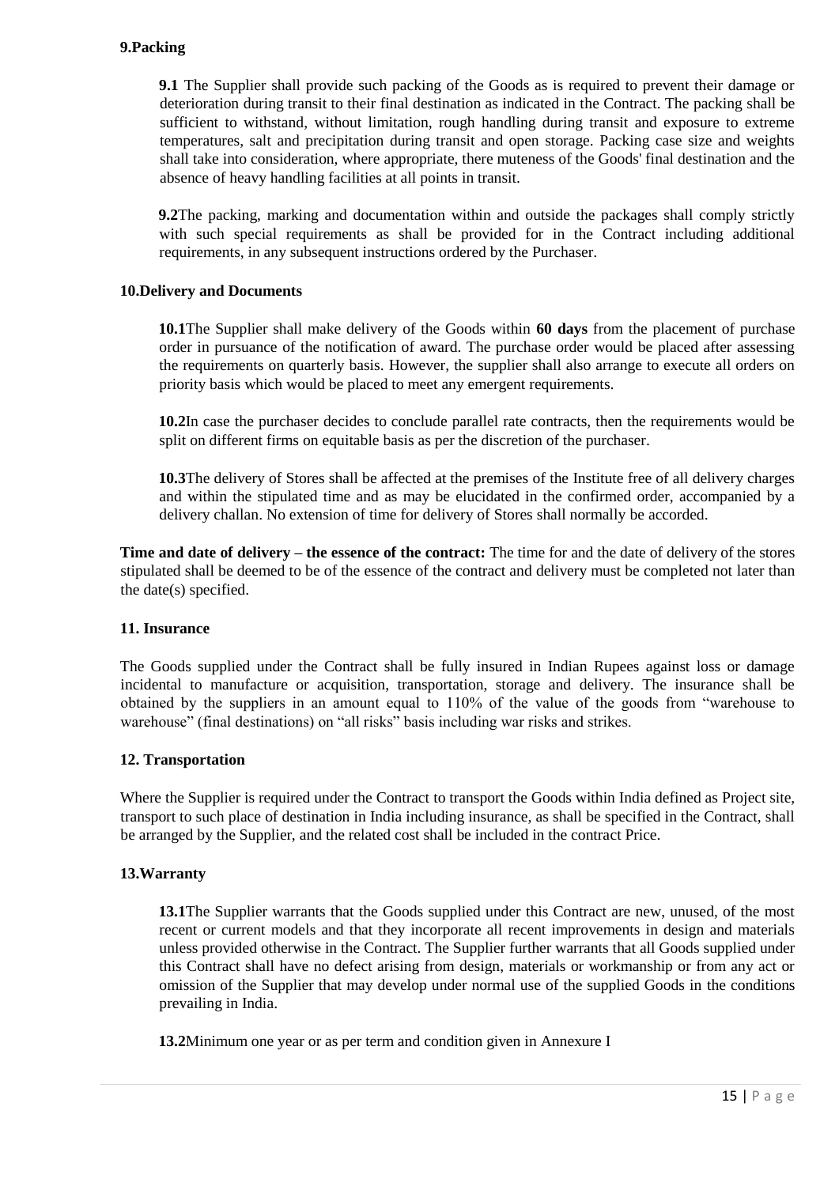**9.Packing**

**9.1** The Supplier shall provide such packing of the Goods as is required to prevent their damage or deterioration during transit to their final destination as indicated in the Contract. The packing shall be sufficient to withstand, without limitation, rough handling during transit and exposure to extreme temperatures, salt and precipitation during transit and open storage. Packing case size and weights shall take into consideration, where appropriate, there muteness of the Goods' final destination and the absence of heavy handling facilities at all points in transit.

**9.2**The packing, marking and documentation within and outside the packages shall comply strictly with such special requirements as shall be provided for in the Contract including additional requirements, in any subsequent instructions ordered by the Purchaser.

**10.Delivery and Documents**

**10.1**The Supplier shall make delivery of the Goods within **60 days** from the placement of purchase order in pursuance of the notification of award. The purchase order would be placed after assessing the requirements on quarterly basis. However, the supplier shall also arrange to execute all orders on priority basis which would be placed to meet any emergent requirements.

**10.2**In case the purchaser decides to conclude parallel rate contracts, then the requirements would be split on different firms on equitable basis as per the discretion of the purchaser.

**10.3**The delivery of Stores shall be affected at the premises of the Institute free of all delivery charges and within the stipulated time and as may be elucidated in the confirmed order, accompanied by a delivery challan. No extension of time for delivery of Stores shall normally be accorded.

**Time and date of delivery – the essence of the contract:** The time for and the date of delivery of the stores stipulated shall be deemed to be of the essence of the contract and delivery must be completed not later than the date(s) specified.

**11. Insurance**

The Goods supplied under the Contract shall be fully insured in Indian Rupees against loss or damage incidental to manufacture or acquisition, transportation, storage and delivery. The insurance shall be obtained by the suppliers in an amount equal to 110% of the value of the goods from "warehouse to warehouse" (final destinations) on "all risks" basis including war risks and strikes.

**12. Transportation**

Where the Supplier is required under the Contract to transport the Goods within India defined as Project site, transport to such place of destination in India including insurance, as shall be specified in the Contract, shall be arranged by the Supplier, and the related cost shall be included in the contract Price.

**13.Warranty**

**13.1**The Supplier warrants that the Goods supplied under this Contract are new, unused, of the most recent or current models and that they incorporate all recent improvements in design and materials unless provided otherwise in the Contract. The Supplier further warrants that all Goods supplied under this Contract shall have no defect arising from design, materials or workmanship or from any act or omission of the Supplier that may develop under normal use of the supplied Goods in the conditions prevailing in India.

**13.2**Minimum one year or as per term and condition given in Annexure I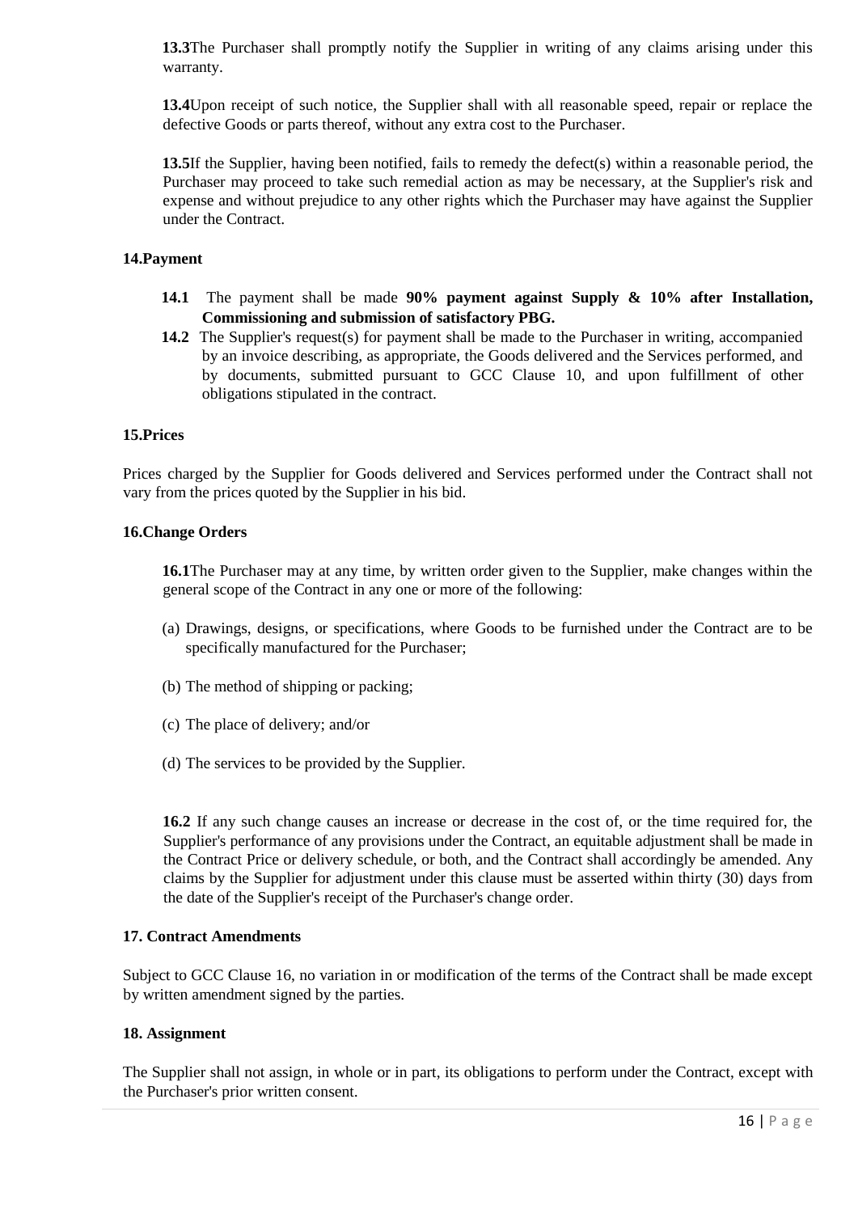**13.3**The Purchaser shall promptly notify the Supplier in writing of any claims arising under this warranty.

**13.4**Upon receipt of such notice, the Supplier shall with all reasonable speed, repair or replace the defective Goods or parts thereof, without any extra cost to the Purchaser.

**13.5**If the Supplier, having been notified, fails to remedy the defect(s) within a reasonable period, the Purchaser may proceed to take such remedial action as may be necessary, at the Supplier's risk and expense and without prejudice to any other rights which the Purchaser may have against the Supplier under the Contract.

**14.Payment**

**14.1** The payment shall be made **90% payment against Supply & 10% after Installation, Commissioning and submission of satisfactory PBG.**

**14.2** The Supplier's request(s) for payment shall be made to the Purchaser in writing, accompanied by an invoice describing, as appropriate, the Goods delivered and the Services performed, and by documents, submitted pursuant to GCC Clause 10, and upon fulfillment of other obligations stipulated in the contract.

**15.Prices**

Prices charged by the Supplier for Goods delivered and Services performed under the Contract shall not vary from the prices quoted by the Supplier in his bid.

**16.Change Orders**

**16.1**The Purchaser may at any time, by written order given to the Supplier, make changes within the general scope of the Contract in any one or more of the following:

(a) Drawings, designs, or specifications, where Goods to be furnished under the Contract are to be specifically manufactured for the Purchaser;

(b) The method of shipping or packing;

(c) The place of delivery; and/or

(d) The services to be provided by the Supplier.

**16.2** If any such change causes an increase or decrease in the cost of, or the time required for, the Supplier's performance of any provisions under the Contract, an equitable adjustment shall be made in the Contract Price or delivery schedule, or both, and the Contract shall accordingly be amended. Any claims by the Supplier for adjustment under this clause must be asserted within thirty (30) days from the date of the Supplier's receipt of the Purchaser's change order.

**17. Contract Amendments**

Subject to GCC Clause 16, no variation in or modification of the terms of the Contract shall be made except by written amendment signed by the parties.

**18. Assignment**

The Supplier shall not assign, in whole or in part, its obligations to perform under the Contract, except with the Purchaser's prior written consent.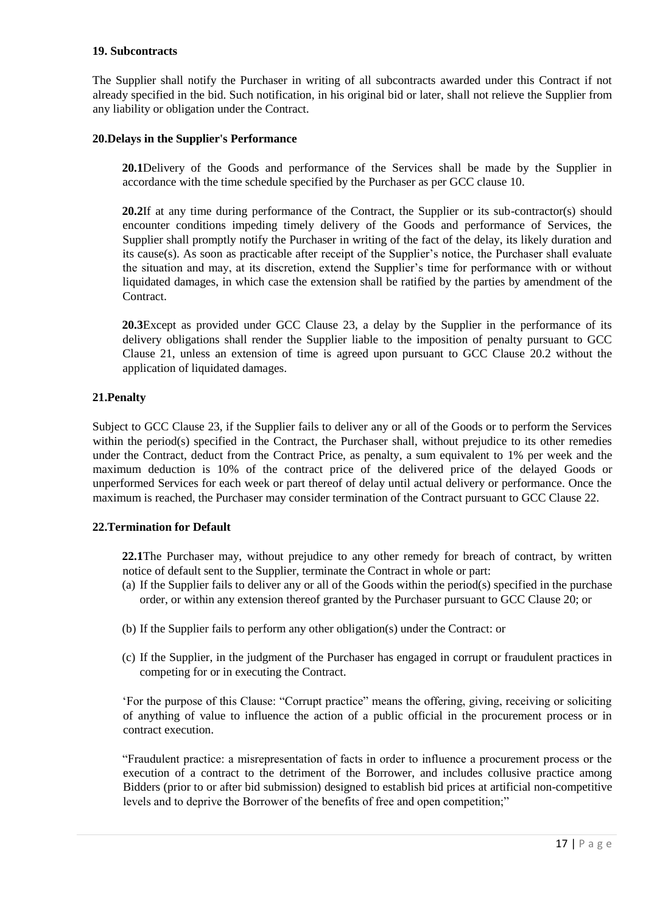**19. Subcontracts**

The Supplier shall notify the Purchaser in writing of all subcontracts awarded under this Contract if not already specified in the bid. Such notification, in his original bid or later, shall not relieve the Supplier from any liability or obligation under the Contract.

**20.Delays in the Supplier's Performance**

**20.1**Delivery of the Goods and performance of the Services shall be made by the Supplier in accordance with the time schedule specified by the Purchaser as per GCC clause 10.

**20.2**If at any time during performance of the Contract, the Supplier or its sub-contractor(s) should encounter conditions impeding timely delivery of the Goods and performance of Services, the Supplier shall promptly notify the Purchaser in writing of the fact of the delay, its likely duration and its cause(s). As soon as practicable after receipt of the Supplier's notice, the Purchaser shall evaluate the situation and may, at its discretion, extend the Supplier's time for performance with or without liquidated damages, in which case the extension shall be ratified by the parties by amendment of the Contract.

**20.3**Except as provided under GCC Clause 23, a delay by the Supplier in the performance of its delivery obligations shall render the Supplier liable to the imposition of penalty pursuant to GCC Clause 21, unless an extension of time is agreed upon pursuant to GCC Clause 20.2 without the application of liquidated damages.

**21.Penalty**

Subject to GCC Clause 23, if the Supplier fails to deliver any or all of the Goods or to perform the Services within the period(s) specified in the Contract, the Purchaser shall, without prejudice to its other remedies under the Contract, deduct from the Contract Price, as penalty, a sum equivalent to 1% per week and the maximum deduction is 10% of the contract price of the delivered price of the delayed Goods or unperformed Services for each week or part thereof of delay until actual delivery or performance. Once the maximum is reached, the Purchaser may consider termination of the Contract pursuant to GCC Clause 22.

**22.Termination for Default**

**22.1**The Purchaser may, without prejudice to any other remedy for breach of contract, by written notice of default sent to the Supplier, terminate the Contract in whole or part:

(a) If the Supplier fails to deliver any or all of the Goods within the period(s) specified in the purchase order, or within any extension thereof granted by the Purchaser pursuant to GCC Clause 20; or

(b) If the Supplier fails to perform any other obligation(s) under the Contract: or

(c) If the Supplier, in the judgment of the Purchaser has engaged in corrupt or fraudulent practices in competing for or in executing the Contract.

'For the purpose of this Clause: "Corrupt practice" means the offering, giving, receiving or soliciting of anything of value to influence the action of a public official in the procurement process or in contract execution.

"Fraudulent practice: a misrepresentation of facts in order to influence a procurement process or the execution of a contract to the detriment of the Borrower, and includes collusive practice among Bidders (prior to or after bid submission) designed to establish bid prices at artificial non-competitive levels and to deprive the Borrower of the benefits of free and open competition;"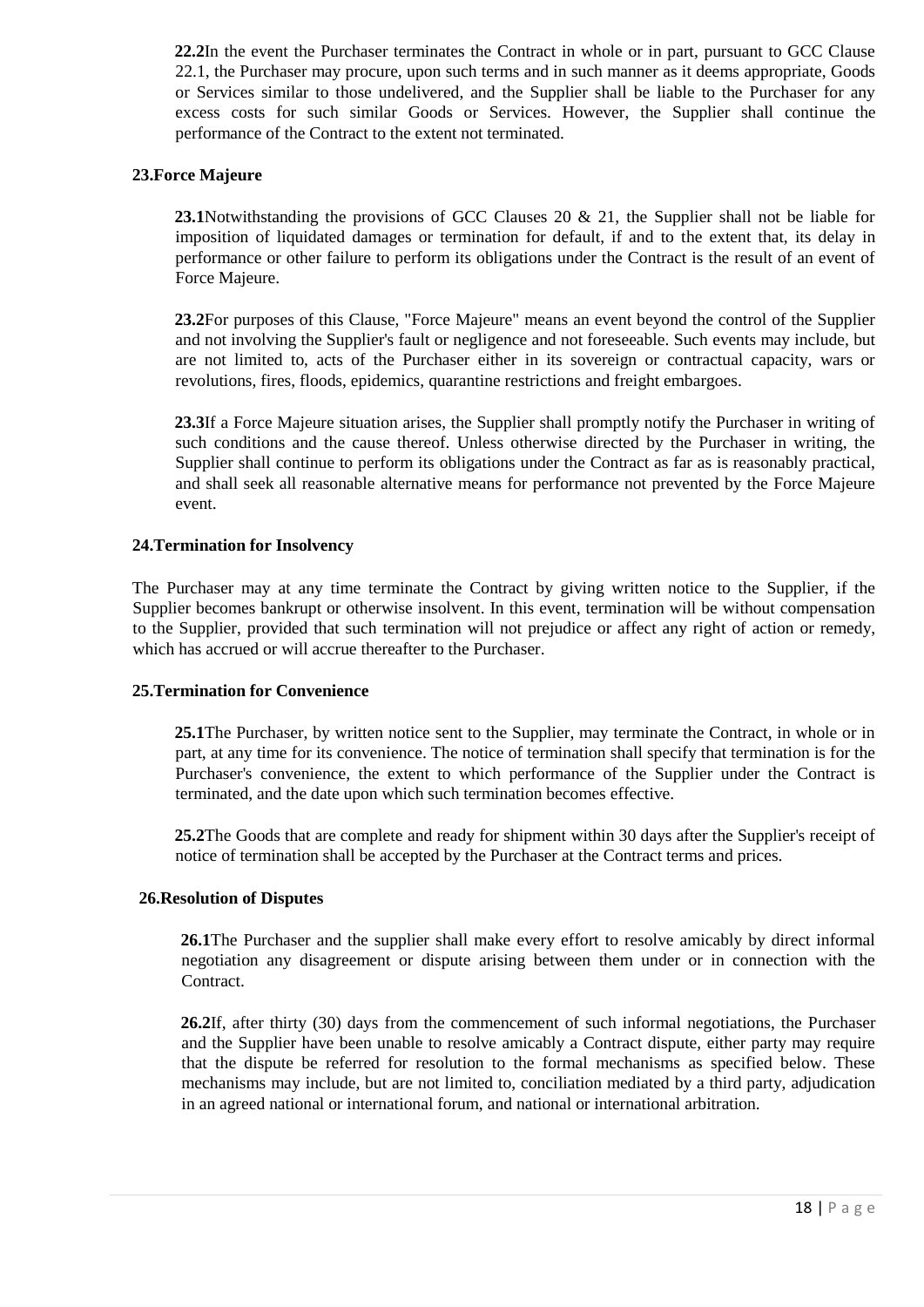**22.2** In the event the Purchaser terminates the Contract in whole or in part, pursuant to GCC Clause 22.1, the Purchaser may procure, upon such terms and in such manner as it deems appropriate, Goods or Services similar to those undelivered, and the Supplier shall be liable to the Purchaser for any excess costs for such similar Goods or Services. However, the Supplier shall continue the performance of the Contract to the extent not terminated.

### 23. Force Majeure

**23.1** Notwithstanding the provisions of GCC Clauses 20 & 21, the Supplier shall not be liable for imposition of liquidated damages or termination for default, if and to the extent that, its delay in performance or other failure to perform its obligations under the Contract is the result of an event of Force Majeure.

**23.2** For purposes of this Clause, "Force Majeure" means an event beyond the control of the Supplier and not involving the Supplier's fault or negligence and not foreseeable. Such events may include, but are not limited to, acts of the Purchaser either in its sovereign or contractual capacity, wars or revolutions, fires, floods, epidemics, quarantine restrictions and freight embargoes.

**23.3** If a Force Majeure situation arises, the Supplier shall promptly notify the Purchaser in writing of such conditions and the cause thereof. Unless otherwise directed by the Purchaser in writing, the Supplier shall continue to perform its obligations under the Contract as far as is reasonably practical, and shall seek all reasonable alternative means for performance not prevented by the Force Majeure event.

### 24. Termination for Insolvency

The Purchaser may at any time terminate the Contract by giving written notice to the Supplier, if the Supplier becomes bankrupt or otherwise insolvent. In this event, termination will be without compensation to the Supplier, provided that such termination will not prejudice or affect any right of action or remedy, which has accrued or will accrue thereafter to the Purchaser.

### 25. Termination for Convenience

**25.1** The Purchaser, by written notice sent to the Supplier, may terminate the Contract, in whole or in part, at any time for its convenience. The notice of termination shall specify that termination is for the Purchaser's convenience, the extent to which performance of the Supplier under the Contract is terminated, and the date upon which such termination becomes effective.

**25.2** The Goods that are complete and ready for shipment within 30 days after the Supplier's receipt of notice of termination shall be accepted by the Purchaser at the Contract terms and prices.

### 26. Resolution of Disputes

**26.1** The Purchaser and the supplier shall make every effort to resolve amicably by direct informal negotiation any disagreement or dispute arising between them under or in connection with the Contract.

**26.2** If, after thirty (30) days from the commencement of such informal negotiations, the Purchaser and the Supplier have been unable to resolve amicably a Contract dispute, either party may require that the dispute be referred for resolution to the formal mechanisms as specified below. These mechanisms may include, but are not limited to, conciliation mediated by a third party, adjudication in an agreed national or international forum, and national or international arbitration.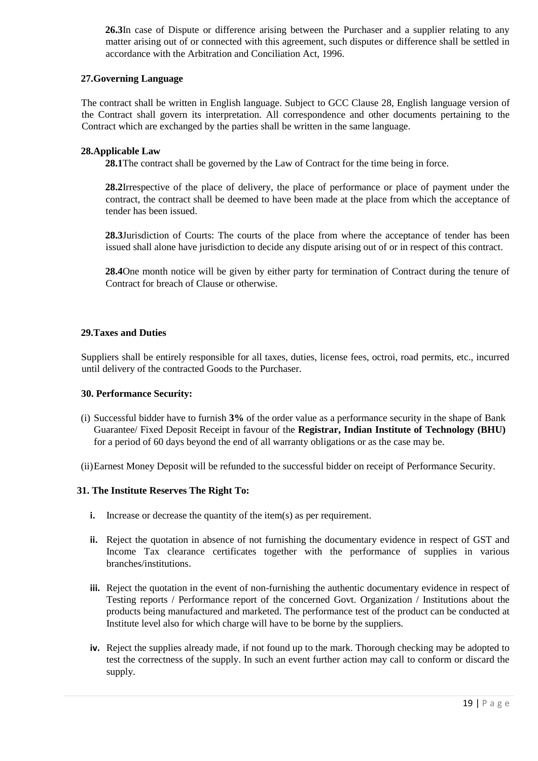**26.3**In case of Dispute or difference arising between the Purchaser and a supplier relating to any matter arising out of or connected with this agreement, such disputes or difference shall be settled in accordance with the Arbitration and Conciliation Act, 1996.

### 27.Governing Language

The contract shall be written in English language. Subject to GCC Clause 28, English language version of the Contract shall govern its interpretation. All correspondence and other documents pertaining to the Contract which are exchanged by the parties shall be written in the same language.

### 28.Applicable Law

**28.1**The contract shall be governed by the Law of Contract for the time being in force.

**28.2**Irrespective of the place of delivery, the place of performance or place of payment under the contract, the contract shall be deemed to have been made at the place from which the acceptance of tender has been issued.

**28.3**Jurisdiction of Courts: The courts of the place from where the acceptance of tender has been issued shall alone have jurisdiction to decide any dispute arising out of or in respect of this contract.

**28.4**One month notice will be given by either party for termination of Contract during the tenure of Contract for breach of Clause or otherwise.

### 29.Taxes and Duties

Suppliers shall be entirely responsible for all taxes, duties, license fees, octroi, road permits, etc., incurred until delivery of the contracted Goods to the Purchaser.

### 30. Performance Security:

(i) Successful bidder have to furnish **3%** of the order value as a performance security in the shape of Bank Guarantee/ Fixed Deposit Receipt in favour of the **Registrar, Indian Institute of Technology (BHU)** for a period of 60 days beyond the end of all warranty obligations or as the case may be.

(ii) Earnest Money Deposit will be refunded to the successful bidder on receipt of Performance Security.

### 31. The Institute Reserves The Right To:

- **i.** Increase or decrease the quantity of the item(s) as per requirement.
- **ii.** Reject the quotation in absence of not furnishing the documentary evidence in respect of GST and Income Tax clearance certificates together with the performance of supplies in various branches/institutions.
- **iii.** Reject the quotation in the event of non-furnishing the authentic documentary evidence in respect of Testing reports / Performance report of the concerned Govt. Organization / Institutions about the products being manufactured and marketed. The performance test of the product can be conducted at Institute level also for which charge will have to be borne by the suppliers.
- **iv.** Reject the supplies already made, if not found up to the mark. Thorough checking may be adopted to test the correctness of the supply. In such an event further action may call to conform or discard the supply.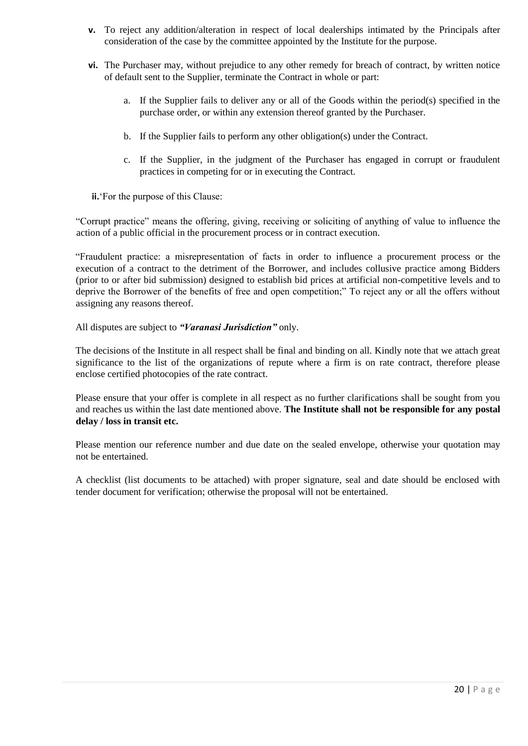**v.** To reject any addition/alteration in respect of local dealerships intimated by the Principals after consideration of the case by the committee appointed by the Institute for the purpose.

**vi.** The Purchaser may, without prejudice to any other remedy for breach of contract, by written notice of default sent to the Supplier, terminate the Contract in whole or part:

a. If the Supplier fails to deliver any or all of the Goods within the period(s) specified in the purchase order, or within any extension thereof granted by the Purchaser.

b. If the Supplier fails to perform any other obligation(s) under the Contract.

c. If the Supplier, in the judgment of the Purchaser has engaged in corrupt or fraudulent practices in competing for or in executing the Contract.

**ii.**'For the purpose of this Clause:

"Corrupt practice" means the offering, giving, receiving or soliciting of anything of value to influence the action of a public official in the procurement process or in contract execution.

"Fraudulent practice: a misrepresentation of facts in order to influence a procurement process or the execution of a contract to the detriment of the Borrower, and includes collusive practice among Bidders (prior to or after bid submission) designed to establish bid prices at artificial non-competitive levels and to deprive the Borrower of the benefits of free and open competition;" To reject any or all the offers without assigning any reasons thereof.

All disputes are subject to ***"Varanasi Jurisdiction"*** only.

The decisions of the Institute in all respect shall be final and binding on all. Kindly note that we attach great significance to the list of the organizations of repute where a firm is on rate contract, therefore please enclose certified photocopies of the rate contract.

Please ensure that your offer is complete in all respect as no further clarifications shall be sought from you and reaches us within the last date mentioned above. **The Institute shall not be responsible for any postal delay / loss in transit etc.**

Please mention our reference number and due date on the sealed envelope, otherwise your quotation may not be entertained.

A checklist (list documents to be attached) with proper signature, seal and date should be enclosed with tender document for verification; otherwise the proposal will not be entertained.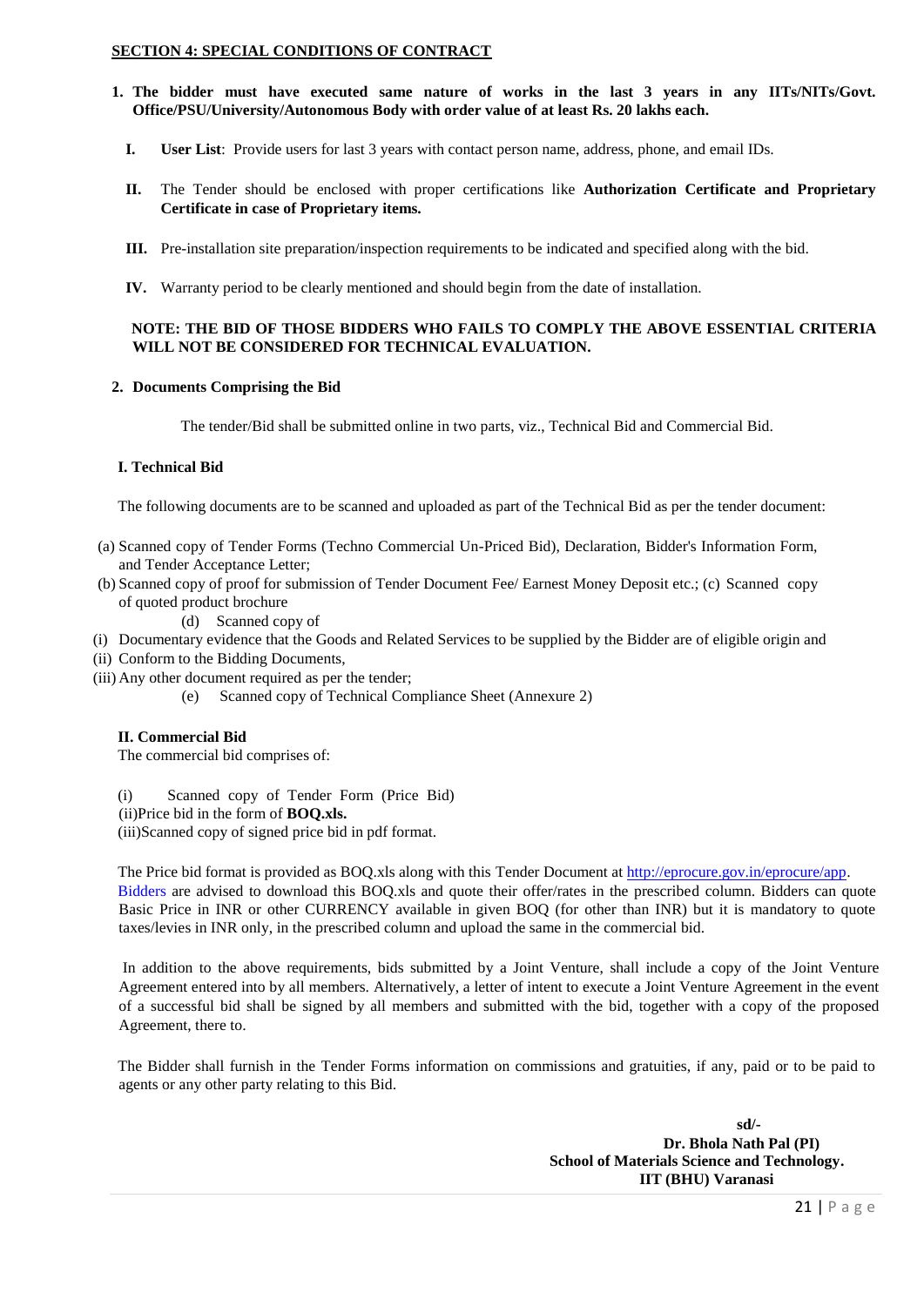**SECTION 4: SPECIAL CONDITIONS OF CONTRACT**

1. **The bidder must have executed same nature of works in the last 3 years in any IITs/NITs/Govt. Office/PSU/University/Autonomous Body with order value of at least Rs. 20 lakhs each.**

   I. **User List**: Provide users for last 3 years with contact person name, address, phone, and email IDs.

   II. The Tender should be enclosed with proper certifications like **Authorization Certificate and Proprietary Certificate in case of Proprietary items.**

   III. Pre-installation site preparation/inspection requirements to be indicated and specified along with the bid.

   IV. Warranty period to be clearly mentioned and should begin from the date of installation.

   **NOTE: THE BID OF THOSE BIDDERS WHO FAILS TO COMPLY THE ABOVE ESSENTIAL CRITERIA WILL NOT BE CONSIDERED FOR TECHNICAL EVALUATION.**

2. **Documents Comprising the Bid**

   The tender/Bid shall be submitted online in two parts, viz., Technical Bid and Commercial Bid.

**I. Technical Bid**

The following documents are to be scanned and uploaded as part of the Technical Bid as per the tender document:

(a) Scanned copy of Tender Forms (Techno Commercial Un-Priced Bid), Declaration, Bidder's Information Form, and Tender Acceptance Letter;
(b) Scanned copy of proof for submission of Tender Document Fee/ Earnest Money Deposit etc.; (c) Scanned copy of quoted product brochure
(d) Scanned copy of
(i) Documentary evidence that the Goods and Related Services to be supplied by the Bidder are of eligible origin and
(ii) Conform to the Bidding Documents,
(iii) Any other document required as per the tender;
(e) Scanned copy of Technical Compliance Sheet (Annexure 2)

**II. Commercial Bid**

The commercial bid comprises of:

(i) Scanned copy of Tender Form (Price Bid)
(ii)Price bid in the form of **BOQ.xls.**
(iii)Scanned copy of signed price bid in pdf format.

The Price bid format is provided as BOQ.xls along with this Tender Document at http://eprocure.gov.in/eprocure/app. Bidders are advised to download this BOQ.xls and quote their offer/rates in the prescribed column. Bidders can quote Basic Price in INR or other CURRENCY available in given BOQ (for other than INR) but it is mandatory to quote taxes/levies in INR only, in the prescribed column and upload the same in the commercial bid.

In addition to the above requirements, bids submitted by a Joint Venture, shall include a copy of the Joint Venture Agreement entered into by all members. Alternatively, a letter of intent to execute a Joint Venture Agreement in the event of a successful bid shall be signed by all members and submitted with the bid, together with a copy of the proposed Agreement, there to.

The Bidder shall furnish in the Tender Forms information on commissions and gratuities, if any, paid or to be paid to agents or any other party relating to this Bid.

**sd/-**
**Dr. Bhola Nath Pal (PI)**
**School of Materials Science and Technology.**
**IIT (BHU) Varanasi**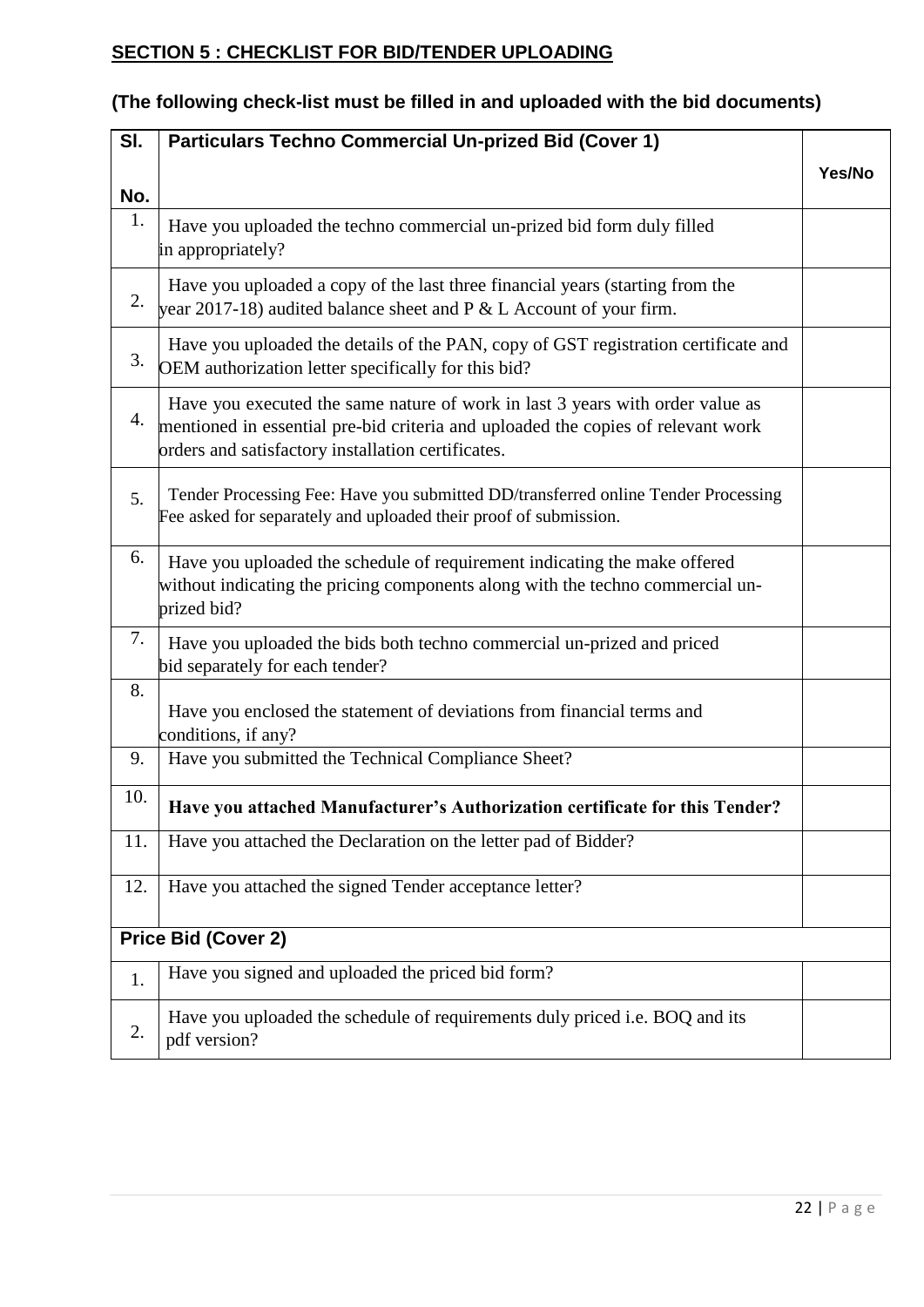## SECTION 5 : CHECKLIST FOR BID/TENDER UPLOADING

**(The following check-list must be filled in and uploaded with the bid documents)**

| Sl. No. | Particulars Techno Commercial Un-prized Bid (Cover 1) | Yes/No |
|---|---|---|
| 1. | Have you uploaded the techno commercial un-prized bid form duly filled in appropriately? | |
| 2. | Have you uploaded a copy of the last three financial years (starting from the year 2017-18) audited balance sheet and P & L Account of your firm. | |
| 3. | Have you uploaded the details of the PAN, copy of GST registration certificate and OEM authorization letter specifically for this bid? | |
| 4. | Have you executed the same nature of work in last 3 years with order value as mentioned in essential pre-bid criteria and uploaded the copies of relevant work orders and satisfactory installation certificates. | |
| 5. | Tender Processing Fee: Have you submitted DD/transferred online Tender Processing Fee asked for separately and uploaded their proof of submission. | |
| 6. | Have you uploaded the schedule of requirement indicating the make offered without indicating the pricing components along with the techno commercial un-prized bid? | |
| 7. | Have you uploaded the bids both techno commercial un-prized and priced bid separately for each tender? | |
| 8. | Have you enclosed the statement of deviations from financial terms and conditions, if any? | |
| 9. | Have you submitted the Technical Compliance Sheet? | |
| 10. | **Have you attached Manufacturer's Authorization certificate for this Tender?** | |
| 11. | Have you attached the Declaration on the letter pad of Bidder? | |
| 12. | Have you attached the signed Tender acceptance letter? | |
| **Price Bid (Cover 2)** | | |
| 1. | Have you signed and uploaded the priced bid form? | |
| 2. | Have you uploaded the schedule of requirements duly priced i.e. BOQ and its pdf version? | |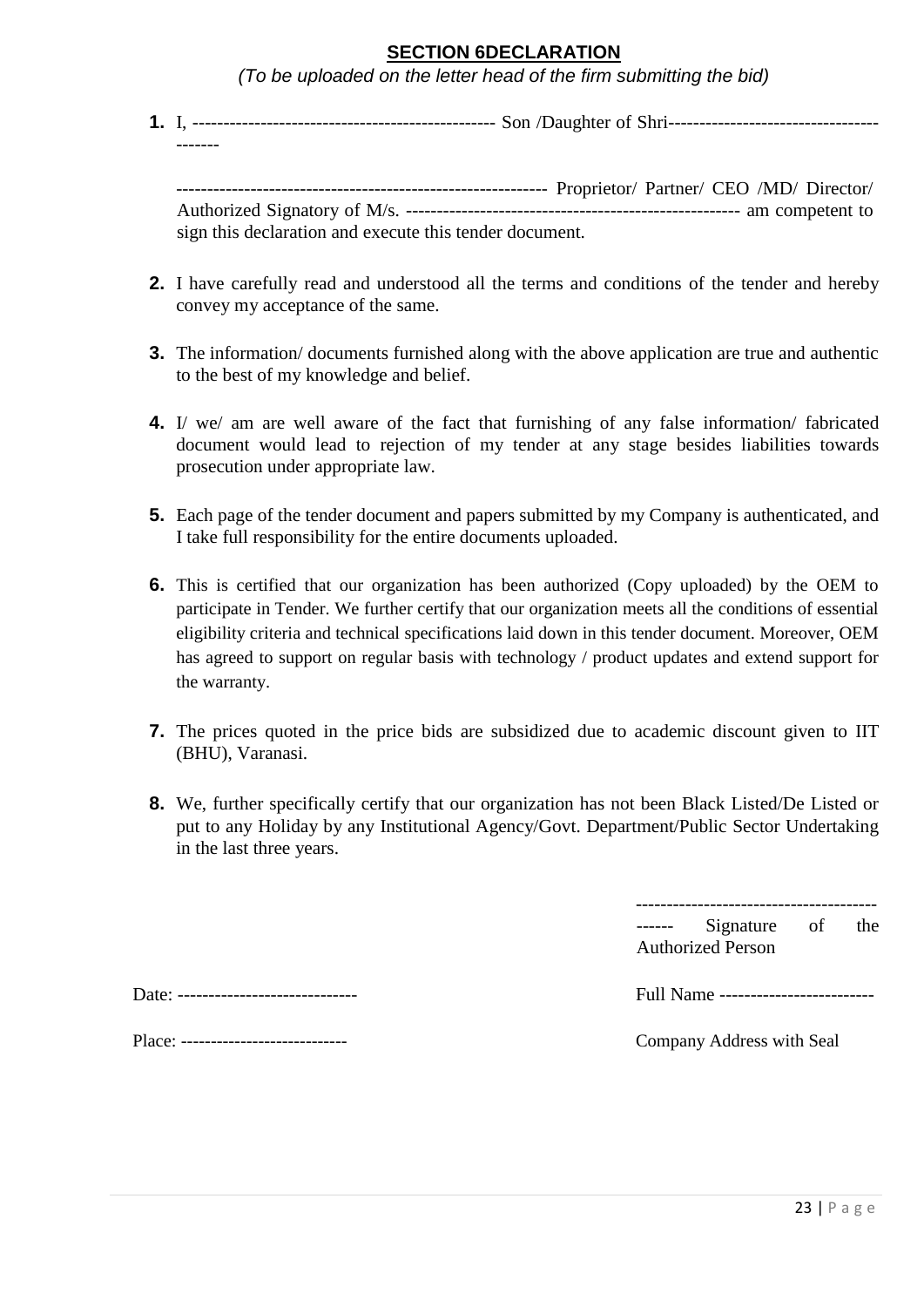## SECTION 6DECLARATION

*(To be uploaded on the letter head of the firm submitting the bid)*

1. I, ------------------------------------------------ Son /Daughter of Shri----------------------------------------

   ----------------------------------------------------------- Proprietor/ Partner/ CEO /MD/ Director/ Authorized Signatory of M/s. ----------------------------------------------------- am competent to sign this declaration and execute this tender document.

2. I have carefully read and understood all the terms and conditions of the tender and hereby convey my acceptance of the same.

3. The information/ documents furnished along with the above application are true and authentic to the best of my knowledge and belief.

4. I/ we/ am are well aware of the fact that furnishing of any false information/ fabricated document would lead to rejection of my tender at any stage besides liabilities towards prosecution under appropriate law.

5. Each page of the tender document and papers submitted by my Company is authenticated, and I take full responsibility for the entire documents uploaded.

6. This is certified that our organization has been authorized (Copy uploaded) by the OEM to participate in Tender. We further certify that our organization meets all the conditions of essential eligibility criteria and technical specifications laid down in this tender document. Moreover, OEM has agreed to support on regular basis with technology / product updates and extend support for the warranty.

7. The prices quoted in the price bids are subsidized due to academic discount given to IIT (BHU), Varanasi.

8. We, further specifically certify that our organization has not been Black Listed/De Listed or put to any Holiday by any Institutional Agency/Govt. Department/Public Sector Undertaking in the last three years.

---------------------------------------------- Signature of the Authorized Person

Date: -----------------------------

Full Name -------------------------

Place: ---------------------------

Company Address with Seal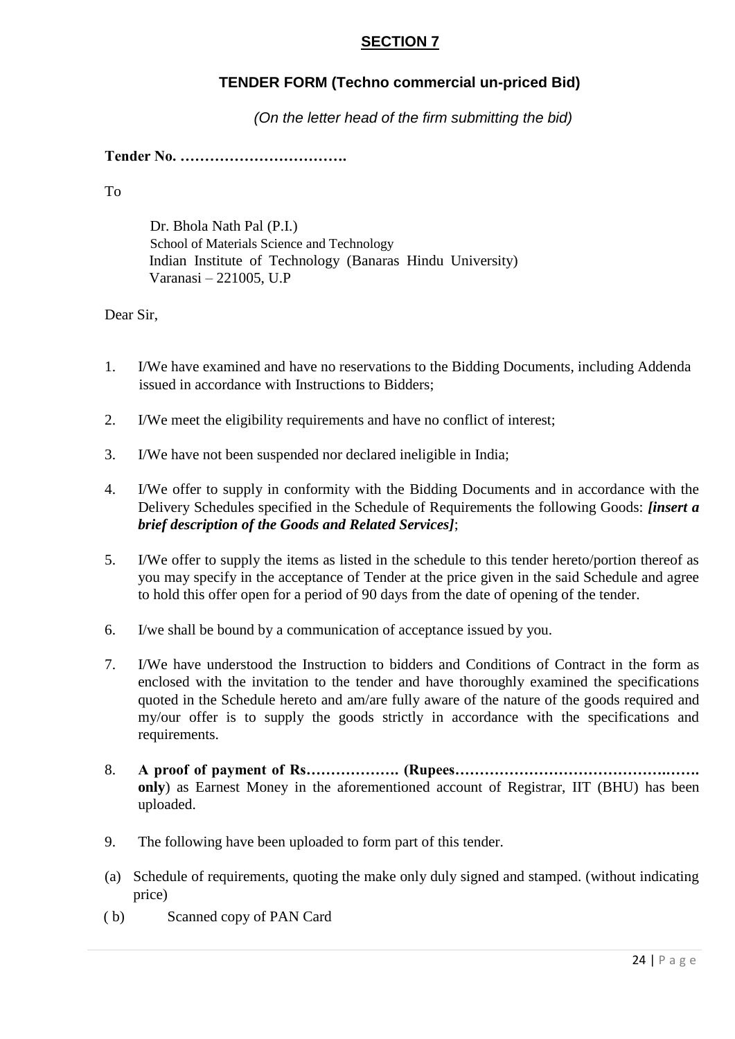## SECTION 7

### TENDER FORM (Techno commercial un-priced Bid)

*(On the letter head of the firm submitting the bid)*

**Tender No. …………………………….**

To

Dr. Bhola Nath Pal (P.I.)
School of Materials Science and Technology
Indian Institute of Technology (Banaras Hindu University)
Varanasi – 221005, U.P

Dear Sir,

1. I/We have examined and have no reservations to the Bidding Documents, including Addenda issued in accordance with Instructions to Bidders;

2. I/We meet the eligibility requirements and have no conflict of interest;

3. I/We have not been suspended nor declared ineligible in India;

4. I/We offer to supply in conformity with the Bidding Documents and in accordance with the Delivery Schedules specified in the Schedule of Requirements the following Goods: ***[insert a brief description of the Goods and Related Services]***;

5. I/We offer to supply the items as listed in the schedule to this tender hereto/portion thereof as you may specify in the acceptance of Tender at the price given in the said Schedule and agree to hold this offer open for a period of 90 days from the date of opening of the tender.

6. I/we shall be bound by a communication of acceptance issued by you.

7. I/We have understood the Instruction to bidders and Conditions of Contract in the form as enclosed with the invitation to the tender and have thoroughly examined the specifications quoted in the Schedule hereto and am/are fully aware of the nature of the goods required and my/our offer is to supply the goods strictly in accordance with the specifications and requirements.

8. **A proof of payment of Rs………………. (Rupees…………………………………….……. only**) as Earnest Money in the aforementioned account of Registrar, IIT (BHU) has been uploaded.

9. The following have been uploaded to form part of this tender.

(a) Schedule of requirements, quoting the make only duly signed and stamped. (without indicating price)

(b) Scanned copy of PAN Card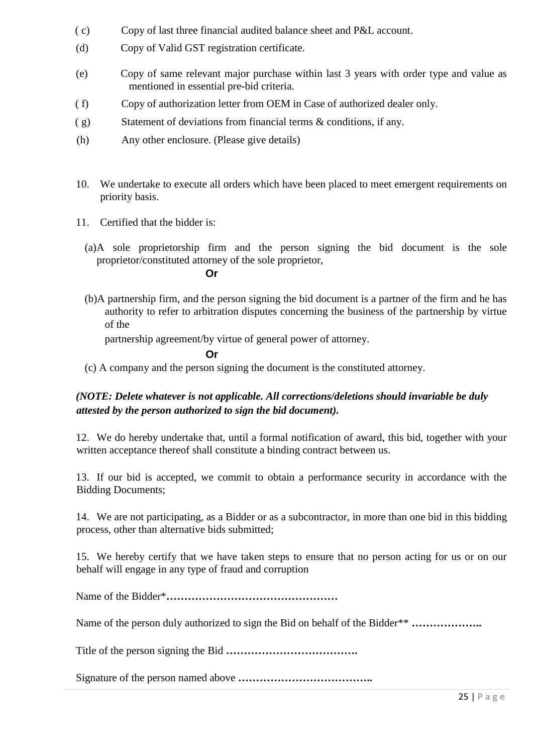( c) Copy of last three financial audited balance sheet and P&L account.

(d) Copy of Valid GST registration certificate.

(e) Copy of same relevant major purchase within last 3 years with order type and value as mentioned in essential pre-bid criteria.

( f) Copy of authorization letter from OEM in Case of authorized dealer only.

( g) Statement of deviations from financial terms & conditions, if any.

(h) Any other enclosure. (Please give details)

10. We undertake to execute all orders which have been placed to meet emergent requirements on priority basis.

11. Certified that the bidder is:

(a)A sole proprietorship firm and the person signing the bid document is the sole proprietor/constituted attorney of the sole proprietor,

**Or**

(b)A partnership firm, and the person signing the bid document is a partner of the firm and he has authority to refer to arbitration disputes concerning the business of the partnership by virtue of the partnership agreement/by virtue of general power of attorney.

**Or**

(c) A company and the person signing the document is the constituted attorney.

***(NOTE: Delete whatever is not applicable. All corrections/deletions should invariable be duly attested by the person authorized to sign the bid document).***

12. We do hereby undertake that, until a formal notification of award, this bid, together with your written acceptance thereof shall constitute a binding contract between us.

13. If our bid is accepted, we commit to obtain a performance security in accordance with the Bidding Documents;

14. We are not participating, as a Bidder or as a subcontractor, in more than one bid in this bidding process, other than alternative bids submitted;

15. We hereby certify that we have taken steps to ensure that no person acting for us or on our behalf will engage in any type of fraud and corruption

Name of the Bidder*…………………………………………

Name of the person duly authorized to sign the Bid on behalf of the Bidder** ………………..

Title of the person signing the Bid ……………………………….

Signature of the person named above ………………………………..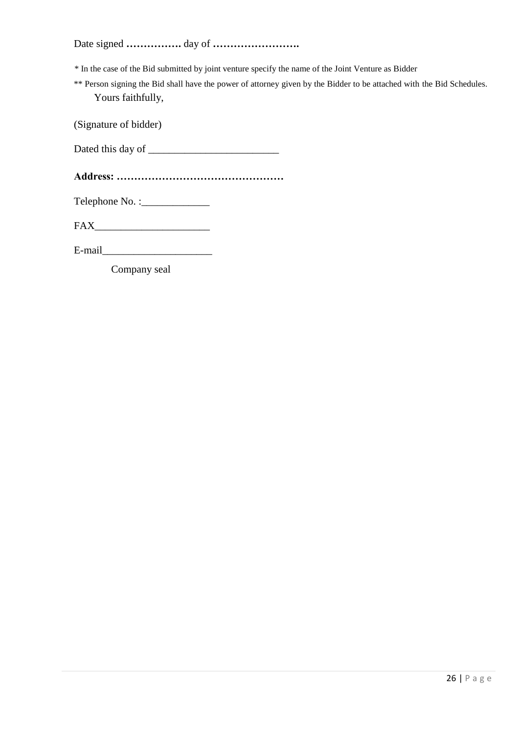Date signed **…………….** day of **……………………..**

* In the case of the Bid submitted by joint venture specify the name of the Joint Venture as Bidder

** Person signing the Bid shall have the power of attorney given by the Bidder to be attached with the Bid Schedules.

Yours faithfully,

(Signature of bidder)

Dated this day of ________________________

**Address: …………………………………………**

Telephone No. :_____________

FAX_____________________

E-mail____________________

Company seal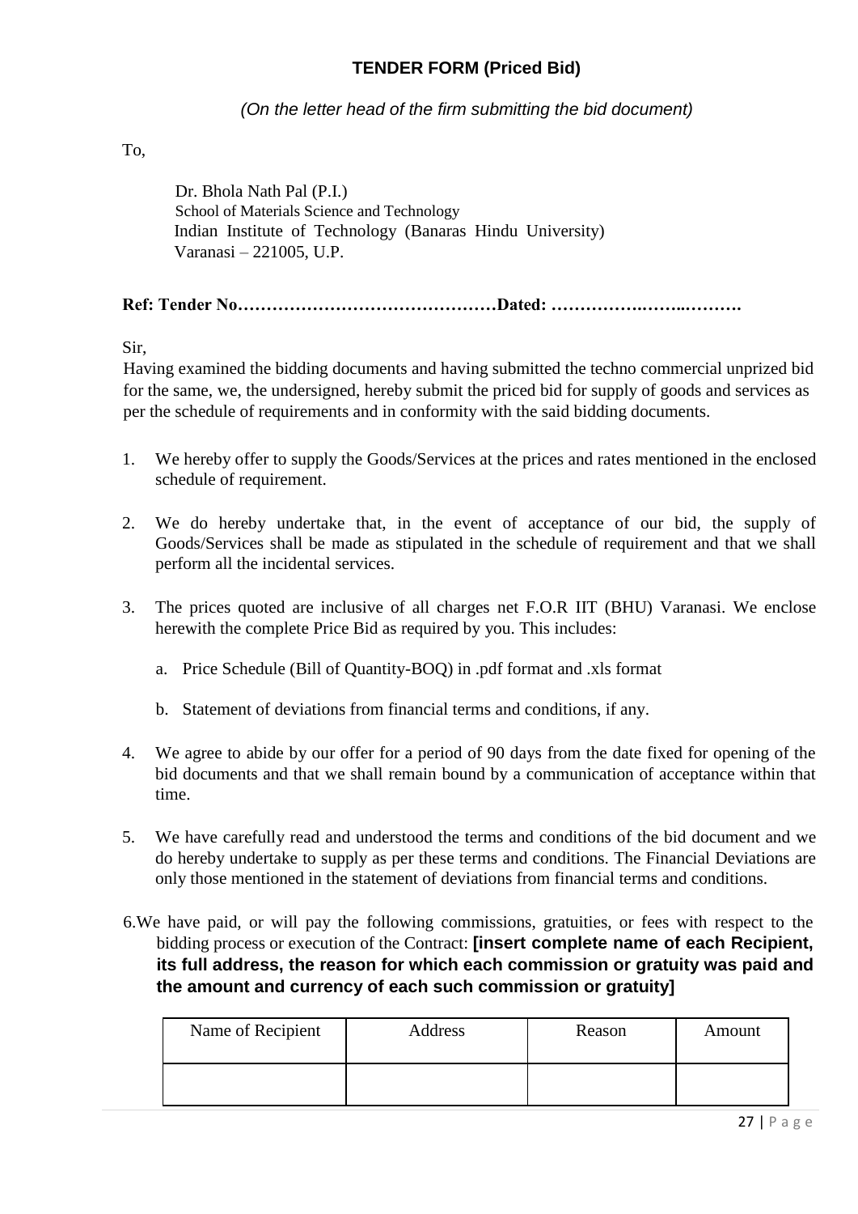## TENDER FORM (Priced Bid)

*(On the letter head of the firm submitting the bid document)*

To,

Dr. Bhola Nath Pal (P.I.)
School of Materials Science and Technology
Indian Institute of Technology (Banaras Hindu University)
Varanasi – 221005, U.P.

**Ref: Tender No………………………………………Dated: …………….……..……….**

Sir,

Having examined the bidding documents and having submitted the techno commercial unprized bid for the same, we, the undersigned, hereby submit the priced bid for supply of goods and services as per the schedule of requirements and in conformity with the said bidding documents.

1. We hereby offer to supply the Goods/Services at the prices and rates mentioned in the enclosed schedule of requirement.

2. We do hereby undertake that, in the event of acceptance of our bid, the supply of Goods/Services shall be made as stipulated in the schedule of requirement and that we shall perform all the incidental services.

3. The prices quoted are inclusive of all charges net F.O.R IIT (BHU) Varanasi. We enclose herewith the complete Price Bid as required by you. This includes:

   a. Price Schedule (Bill of Quantity-BOQ) in .pdf format and .xls format

   b. Statement of deviations from financial terms and conditions, if any.

4. We agree to abide by our offer for a period of 90 days from the date fixed for opening of the bid documents and that we shall remain bound by a communication of acceptance within that time.

5. We have carefully read and understood the terms and conditions of the bid document and we do hereby undertake to supply as per these terms and conditions. The Financial Deviations are only those mentioned in the statement of deviations from financial terms and conditions.

6. We have paid, or will pay the following commissions, gratuities, or fees with respect to the bidding process or execution of the Contract: **[insert complete name of each Recipient, its full address, the reason for which each commission or gratuity was paid and the amount and currency of each such commission or gratuity]**

| Name of Recipient | Address | Reason | Amount |
|---|---|---|---|
| | | | |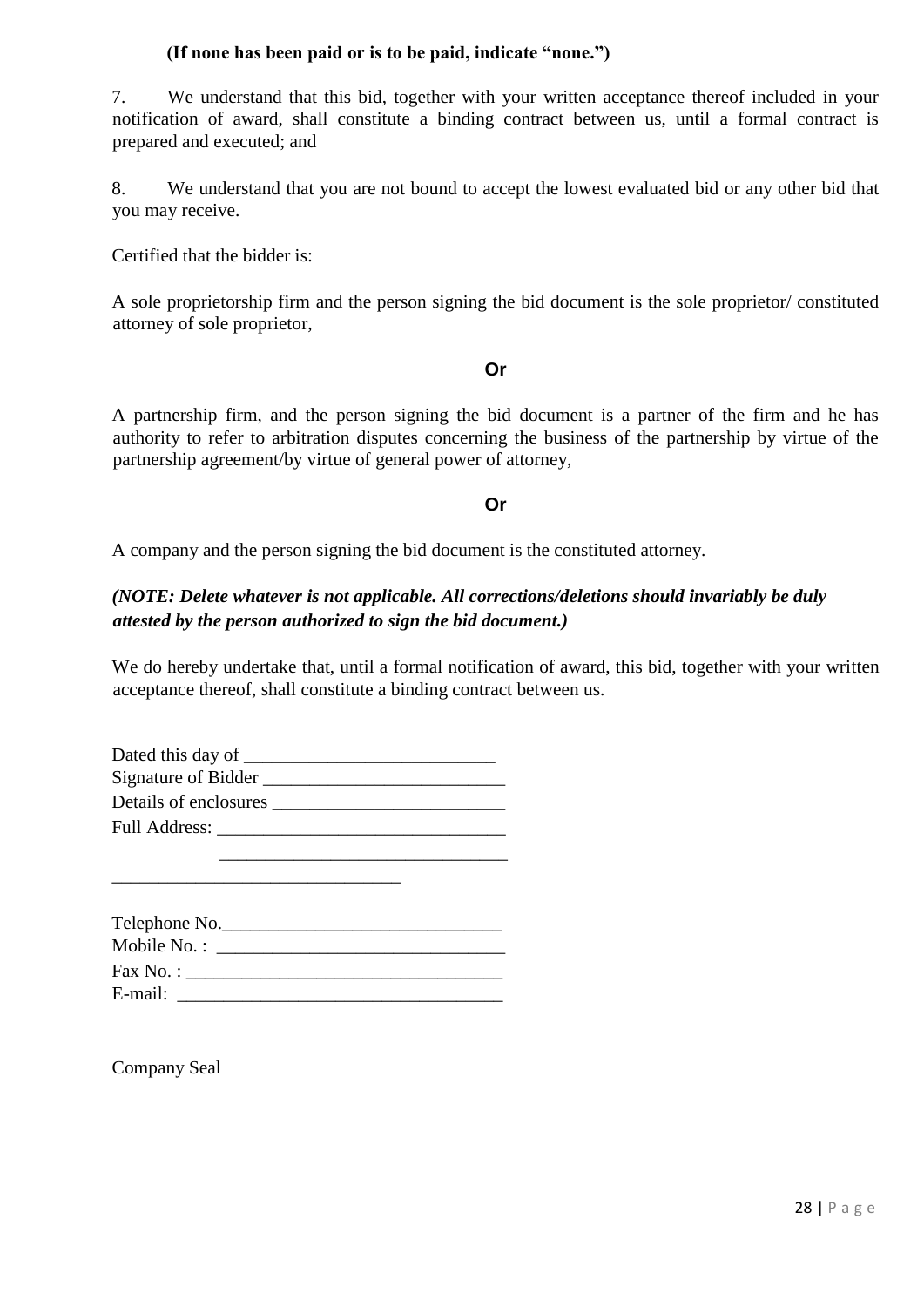**(If none has been paid or is to be paid, indicate "none.")**

7. We understand that this bid, together with your written acceptance thereof included in your notification of award, shall constitute a binding contract between us, until a formal contract is prepared and executed; and

8. We understand that you are not bound to accept the lowest evaluated bid or any other bid that you may receive.

Certified that the bidder is:

A sole proprietorship firm and the person signing the bid document is the sole proprietor/ constituted attorney of sole proprietor,

**Or**

A partnership firm, and the person signing the bid document is a partner of the firm and he has authority to refer to arbitration disputes concerning the business of the partnership by virtue of the partnership agreement/by virtue of general power of attorney,

**Or**

A company and the person signing the bid document is the constituted attorney.

***(NOTE: Delete whatever is not applicable. All corrections/deletions should invariably be duly attested by the person authorized to sign the bid document.)***

We do hereby undertake that, until a formal notification of award, this bid, together with your written acceptance thereof, shall constitute a binding contract between us.

Dated this day of ___________________________
Signature of Bidder __________________________
Details of enclosures _________________________
Full Address: _______________________________
_______________________________
_______________________________

Telephone No.______________________________
Mobile No. : _______________________________
Fax No. : __________________________________
E-mail: ___________________________________

Company Seal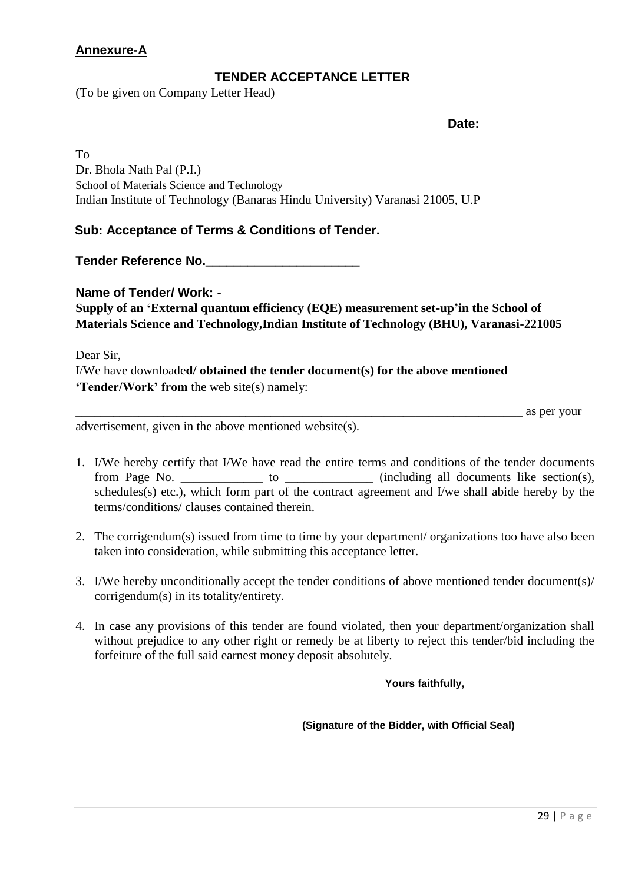**Annexure-A**

## TENDER ACCEPTANCE LETTER

(To be given on Company Letter Head)

**Date:**

To
Dr. Bhola Nath Pal (P.I.)
School of Materials Science and Technology
Indian Institute of Technology (Banaras Hindu University) Varanasi 21005, U.P

**Sub: Acceptance of Terms & Conditions of Tender.**

**Tender Reference No.**_______________________

**Name of Tender/ Work: -**
**Supply of an 'External quantum efficiency (EQE) measurement set-up'in the School of Materials Science and Technology,Indian Institute of Technology (BHU), Varanasi-221005**

Dear Sir,
I/We have downloade**d/ obtained the tender document(s) for the above mentioned 'Tender/Work' from** the web site(s) namely:

___________________________________________________________________________ as per your advertisement, given in the above mentioned website(s).

1. I/We hereby certify that I/We have read the entire terms and conditions of the tender documents from Page No. _____________ to ______________ (including all documents like section(s), schedules(s) etc.), which form part of the contract agreement and I/we shall abide hereby by the terms/conditions/ clauses contained therein.

2. The corrigendum(s) issued from time to time by your department/ organizations too have also been taken into consideration, while submitting this acceptance letter.

3. I/We hereby unconditionally accept the tender conditions of above mentioned tender document(s)/ corrigendum(s) in its totality/entirety.

4. In case any provisions of this tender are found violated, then your department/organization shall without prejudice to any other right or remedy be at liberty to reject this tender/bid including the forfeiture of the full said earnest money deposit absolutely.

**Yours faithfully,**

**(Signature of the Bidder, with Official Seal)**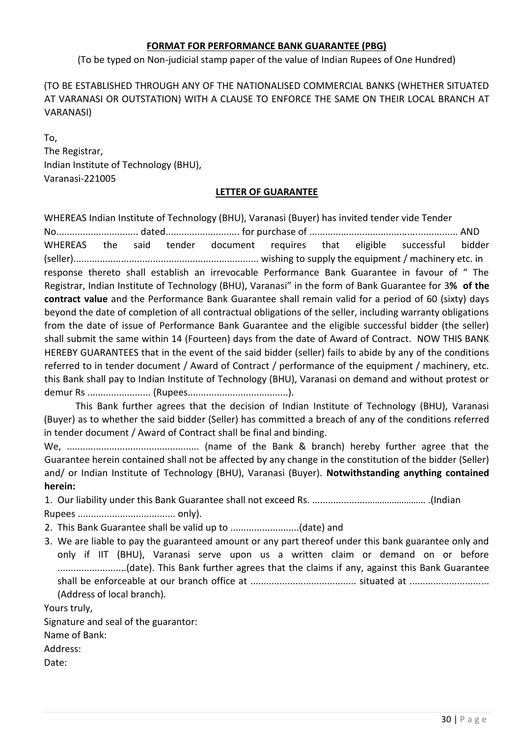**FORMAT FOR PERFORMANCE BANK GUARANTEE (PBG)**

(To be typed on Non-judicial stamp paper of the value of Indian Rupees of One Hundred)

(TO BE ESTABLISHED THROUGH ANY OF THE NATIONALISED COMMERCIAL BANKS (WHETHER SITUATED AT VARANASI OR OUTSTATION) WITH A CLAUSE TO ENFORCE THE SAME ON THEIR LOCAL BRANCH AT VARANASI)

To,
The Registrar,
Indian Institute of Technology (BHU),
Varanasi-221005

**LETTER OF GUARANTEE**

WHEREAS Indian Institute of Technology (BHU), Varanasi (Buyer) has invited tender vide Tender No............................... dated........................... for purchase of ....................................................... AND WHEREAS the said tender document requires that eligible successful bidder (seller)..................................................................... wishing to supply the equipment / machinery etc. in response thereto shall establish an irrevocable Performance Bank Guarantee in favour of " The Registrar, Indian Institute of Technology (BHU), Varanasi" in the form of Bank Guarantee for 3**% of the contract value** and the Performance Bank Guarantee shall remain valid for a period of 60 (sixty) days beyond the date of completion of all contractual obligations of the seller, including warranty obligations from the date of issue of Performance Bank Guarantee and the eligible successful bidder (the seller) shall submit the same within 14 (Fourteen) days from the date of Award of Contract. NOW THIS BANK HEREBY GUARANTEES that in the event of the said bidder (seller) fails to abide by any of the conditions referred to in tender document / Award of Contract / performance of the equipment / machinery, etc. this Bank shall pay to Indian Institute of Technology (BHU), Varanasi on demand and without protest or demur Rs ........................ (Rupees......................................).

This Bank further agrees that the decision of Indian Institute of Technology (BHU), Varanasi (Buyer) as to whether the said bidder (Seller) has committed a breach of any of the conditions referred in tender document / Award of Contract shall be final and binding.

We, ................................................. (name of the Bank & branch) hereby further agree that the Guarantee herein contained shall not be affected by any change in the constitution of the bidder (Seller) and/ or Indian Institute of Technology (BHU), Varanasi (Buyer). **Notwithstanding anything contained herein:**

1. Our liability under this Bank Guarantee shall not exceed Rs. ........................................... .(Indian Rupees ..................................... only).
2. This Bank Guarantee shall be valid up to ..........................(date) and
3. We are liable to pay the guaranteed amount or any part thereof under this bank guarantee only and only if IIT (BHU), Varanasi serve upon us a written claim or demand on or before ..........................(date). This Bank further agrees that the claims if any, against this Bank Guarantee shall be enforceable at our branch office at ........................................ situated at ............................. (Address of local branch).

Yours truly,
Signature and seal of the guarantor:
Name of Bank:
Address:
Date: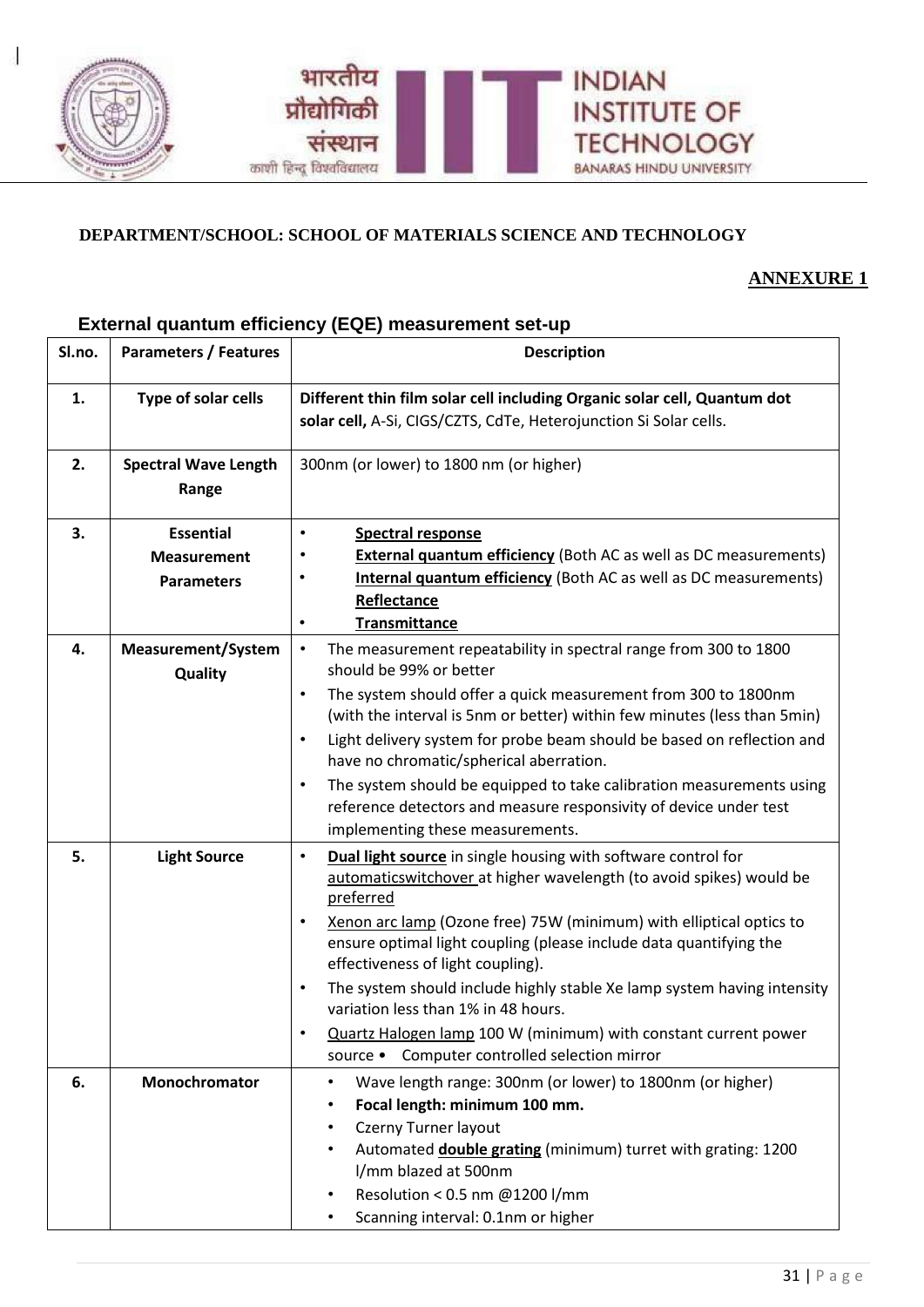**DEPARTMENT/SCHOOL: SCHOOL OF MATERIALS SCIENCE AND TECHNOLOGY**

**ANNEXURE 1**

## External quantum efficiency (EQE) measurement set-up

| Sl.no. | Parameters / Features | Description |
|---|---|---|
| 1. | **Type of solar cells** | **Different thin film solar cell including Organic solar cell, Quantum dot solar cell,** A-Si, CIGS/CZTS, CdTe, Heterojunction Si Solar cells. |
| 2. | **Spectral Wave Length Range** | 300nm (or lower) to 1800 nm (or higher) |
| 3. | **Essential Measurement Parameters** | • **Spectral response**<br>• **External quantum efficiency** (Both AC as well as DC measurements)<br>• **Internal quantum efficiency** (Both AC as well as DC measurements) **Reflectance**<br>• **Transmittance** |
| 4. | **Measurement/System Quality** | • The measurement repeatability in spectral range from 300 to 1800 should be 99% or better<br>• The system should offer a quick measurement from 300 to 1800nm (with the interval is 5nm or better) within few minutes (less than 5min)<br>• Light delivery system for probe beam should be based on reflection and have no chromatic/spherical aberration.<br>• The system should be equipped to take calibration measurements using reference detectors and measure responsivity of device under test implementing these measurements. |
| 5. | **Light Source** | • **Dual light source** in single housing with software control for automaticswitchover at higher wavelength (to avoid spikes) would be preferred<br>• Xenon arc lamp (Ozone free) 75W (minimum) with elliptical optics to ensure optimal light coupling (please include data quantifying the effectiveness of light coupling).<br>• The system should include highly stable Xe lamp system having intensity variation less than 1% in 48 hours.<br>• Quartz Halogen lamp 100 W (minimum) with constant current power source • Computer controlled selection mirror |
| 6. | **Monochromator** | • Wave length range: 300nm (or lower) to 1800nm (or higher)<br>• **Focal length: minimum 100 mm.**<br>• Czerny Turner layout<br>• Automated **double grating** (minimum) turret with grating: 1200 l/mm blazed at 500nm<br>• Resolution < 0.5 nm @1200 l/mm<br>• Scanning interval: 0.1nm or higher |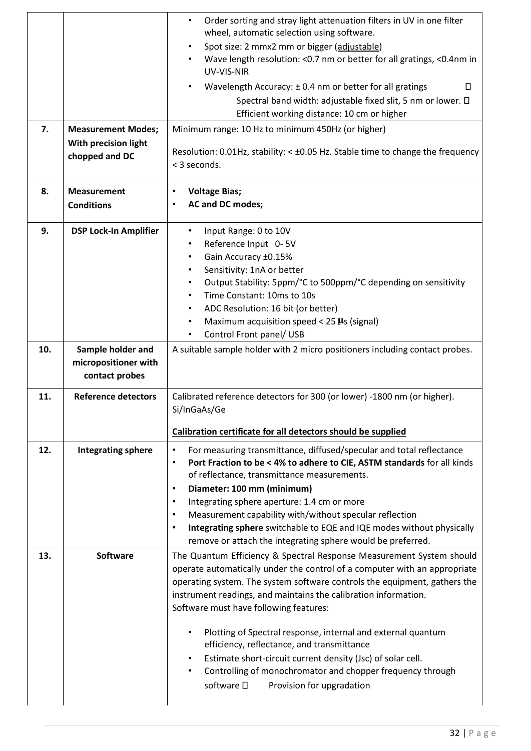| | | |
|---|---|---|
| | | • Order sorting and stray light attenuation filters in UV in one filter wheel, automatic selection using software.<br>• Spot size: 2 mmx2 mm or bigger (adjustable)<br>• Wave length resolution: <0.7 nm or better for all gratings, <0.4nm in UV-VIS-NIR<br>• Wavelength Accuracy: ± 0.4 nm or better for all gratings  Spectral band width: adjustable fixed slit, 5 nm or lower.  Efficient working distance: 10 cm or higher |
| **7.** | **Measurement Modes; With precision light chopped and DC** | Minimum range: 10 Hz to minimum 450Hz (or higher)<br><br>Resolution: 0.01Hz, stability: < ±0.05 Hz. Stable time to change the frequency < 3 seconds. |
| **8.** | **Measurement Conditions** | • **Voltage Bias;**<br>• **AC and DC modes;** |
| **9.** | **DSP Lock-In Amplifier** | • Input Range: 0 to 10V<br>• Reference Input 0- 5V<br>• Gain Accuracy ±0.15%<br>• Sensitivity: 1nA or better<br>• Output Stability: 5ppm/°C to 500ppm/°C depending on sensitivity<br>• Time Constant: 10ms to 10s<br>• ADC Resolution: 16 bit (or better)<br>• Maximum acquisition speed < 25 µs (signal)<br>• Control Front panel/ USB |
| **10.** | **Sample holder and micropositioner with contact probes** | A suitable sample holder with 2 micro positioners including contact probes. |
| **11.** | **Reference detectors** | Calibrated reference detectors for 300 (or lower) -1800 nm (or higher). Si/InGaAs/Ge<br><br>**Calibration certificate for all detectors should be supplied** |
| **12.** | **Integrating sphere** | • For measuring transmittance, diffused/specular and total reflectance<br>• **Port Fraction to be < 4% to adhere to CIE, ASTM standards** for all kinds of reflectance, transmittance measurements.<br>• **Diameter: 100 mm (minimum)**<br>• Integrating sphere aperture: 1.4 cm or more<br>• Measurement capability with/without specular reflection<br>• **Integrating sphere** switchable to EQE and IQE modes without physically remove or attach the integrating sphere would be preferred. |
| **13.** | **Software** | The Quantum Efficiency & Spectral Response Measurement System should operate automatically under the control of a computer with an appropriate operating system. The system software controls the equipment, gathers the instrument readings, and maintains the calibration information.<br>Software must have following features:<br><br>• Plotting of Spectral response, internal and external quantum efficiency, reflectance, and transmittance<br>• Estimate short-circuit current density (Jsc) of solar cell.<br>• Controlling of monochromator and chopper frequency through software  Provision for upgradation |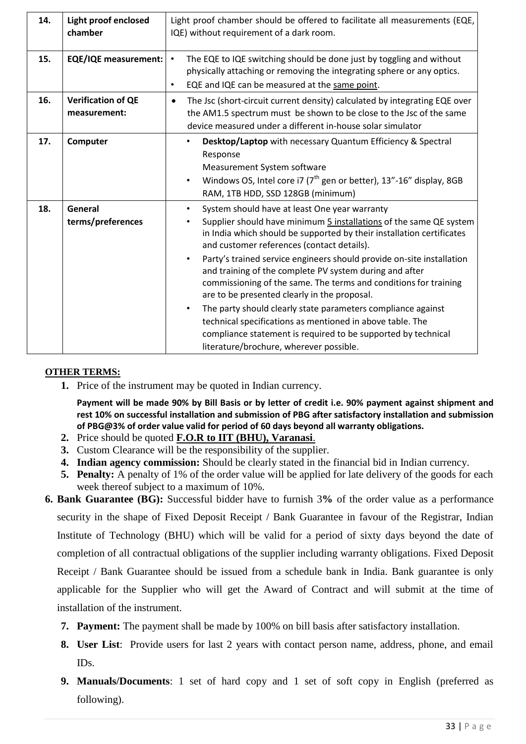| 14. | **Light proof enclosed chamber** | Light proof chamber should be offered to facilitate all measurements (EQE, IQE) without requirement of a dark room. |
|---|---|---|
| 15. | **EQE/IQE measurement:** | • The EQE to IQE switching should be done just by toggling and without physically attaching or removing the integrating sphere or any optics. <br> • EQE and IQE can be measured at the same point. |
| 16. | **Verification of QE measurement:** | • The Jsc (short-circuit current density) calculated by integrating EQE over the AM1.5 spectrum must be shown to be close to the Jsc of the same device measured under a different in-house solar simulator |
| 17. | **Computer** | • **Desktop/Laptop** with necessary Quantum Efficiency & Spectral Response Measurement System software <br> • Windows OS, Intel core i7 (7th gen or better), 13"-16" display, 8GB RAM, 1TB HDD, SSD 128GB (minimum) |
| 18. | **General terms/preferences** | • System should have at least One year warranty <br> • Supplier should have minimum 5 installations of the same QE system in India which should be supported by their installation certificates and customer references (contact details). <br> • Party's trained service engineers should provide on-site installation and training of the complete PV system during and after commissioning of the same. The terms and conditions for training are to be presented clearly in the proposal. <br> • The party should clearly state parameters compliance against technical specifications as mentioned in above table. The compliance statement is required to be supported by technical literature/brochure, wherever possible. |

**OTHER TERMS:**

1. Price of the instrument may be quoted in Indian currency.

   **Payment will be made 90% by Bill Basis or by letter of credit i.e. 90% payment against shipment and rest 10% on successful installation and submission of PBG after satisfactory installation and submission of PBG@3% of order value valid for period of 60 days beyond all warranty obligations.**
2. Price should be quoted **F.O.R to IIT (BHU), Varanasi**.
3. Custom Clearance will be the responsibility of the supplier.
4. **Indian agency commission:** Should be clearly stated in the financial bid in Indian currency.
5. **Penalty:** A penalty of 1% of the order value will be applied for late delivery of the goods for each week thereof subject to a maximum of 10%.
6. **Bank Guarantee (BG):** Successful bidder have to furnish 3**%** of the order value as a performance security in the shape of Fixed Deposit Receipt / Bank Guarantee in favour of the Registrar, Indian Institute of Technology (BHU) which will be valid for a period of sixty days beyond the date of completion of all contractual obligations of the supplier including warranty obligations. Fixed Deposit Receipt / Bank Guarantee should be issued from a schedule bank in India. Bank guarantee is only applicable for the Supplier who will get the Award of Contract and will submit at the time of installation of the instrument.
7. **Payment:** The payment shall be made by 100% on bill basis after satisfactory installation.
8. **User List**: Provide users for last 2 years with contact person name, address, phone, and email IDs.
9. **Manuals/Documents**: 1 set of hard copy and 1 set of soft copy in English (preferred as following).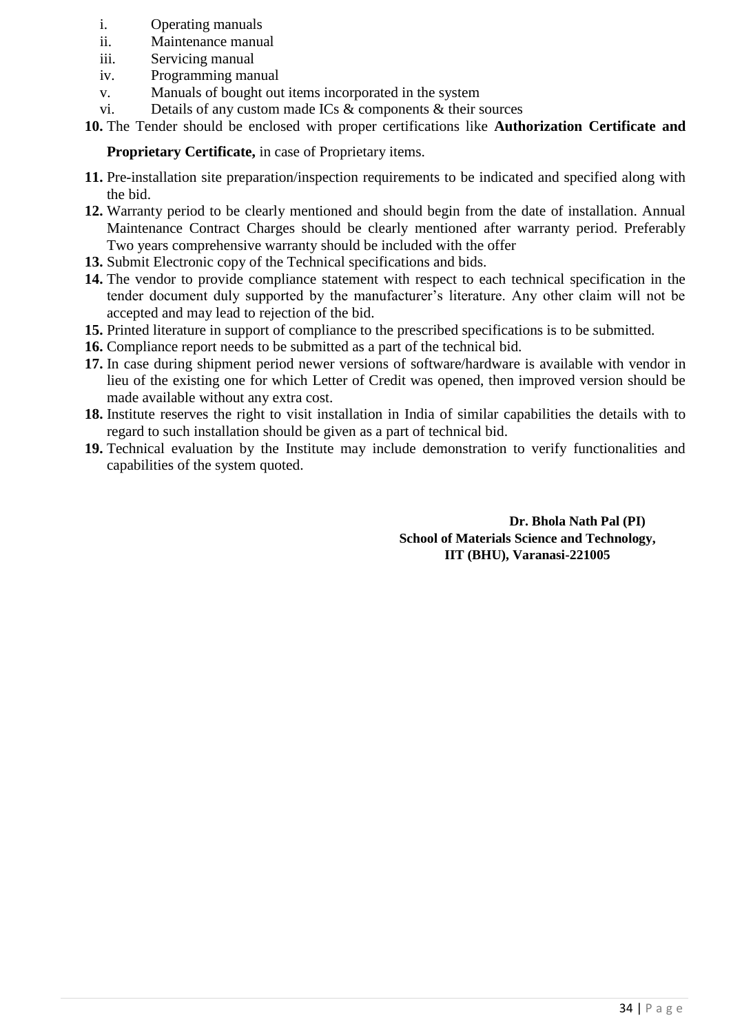i. Operating manuals
ii. Maintenance manual
iii. Servicing manual
iv. Programming manual
v. Manuals of bought out items incorporated in the system
vi. Details of any custom made ICs & components & their sources

**10.** The Tender should be enclosed with proper certifications like **Authorization Certificate and Proprietary Certificate,** in case of Proprietary items.

**11.** Pre-installation site preparation/inspection requirements to be indicated and specified along with the bid.

**12.** Warranty period to be clearly mentioned and should begin from the date of installation. Annual Maintenance Contract Charges should be clearly mentioned after warranty period. Preferably Two years comprehensive warranty should be included with the offer

**13.** Submit Electronic copy of the Technical specifications and bids.

**14.** The vendor to provide compliance statement with respect to each technical specification in the tender document duly supported by the manufacturer's literature. Any other claim will not be accepted and may lead to rejection of the bid.

**15.** Printed literature in support of compliance to the prescribed specifications is to be submitted.

**16.** Compliance report needs to be submitted as a part of the technical bid.

**17.** In case during shipment period newer versions of software/hardware is available with vendor in lieu of the existing one for which Letter of Credit was opened, then improved version should be made available without any extra cost.

**18.** Institute reserves the right to visit installation in India of similar capabilities the details with to regard to such installation should be given as a part of technical bid.

**19.** Technical evaluation by the Institute may include demonstration to verify functionalities and capabilities of the system quoted.

**Dr. Bhola Nath Pal (PI)**
**School of Materials Science and Technology,**
**IIT (BHU), Varanasi-221005**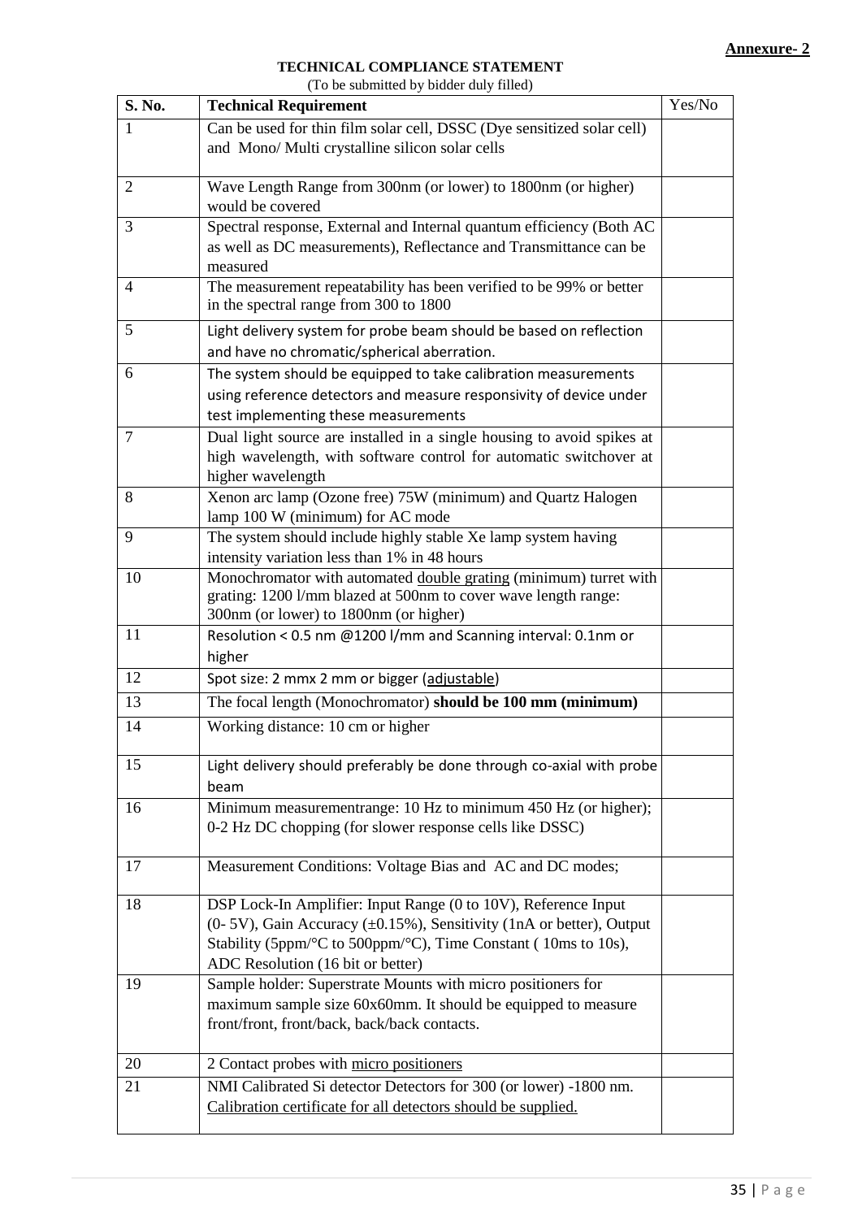**Annexure- 2**

**TECHNICAL COMPLIANCE STATEMENT**

(To be submitted by bidder duly filled)

| S. No. | Technical Requirement | Yes/No |
|---|---|---|
| 1 | Can be used for thin film solar cell, DSSC (Dye sensitized solar cell) and Mono/ Multi crystalline silicon solar cells | |
| 2 | Wave Length Range from 300nm (or lower) to 1800nm (or higher) would be covered | |
| 3 | Spectral response, External and Internal quantum efficiency (Both AC as well as DC measurements), Reflectance and Transmittance can be measured | |
| 4 | The measurement repeatability has been verified to be 99% or better in the spectral range from 300 to 1800 | |
| 5 | Light delivery system for probe beam should be based on reflection and have no chromatic/spherical aberration. | |
| 6 | The system should be equipped to take calibration measurements using reference detectors and measure responsivity of device under test implementing these measurements | |
| 7 | Dual light source are installed in a single housing to avoid spikes at high wavelength, with software control for automatic switchover at higher wavelength | |
| 8 | Xenon arc lamp (Ozone free) 75W (minimum) and Quartz Halogen lamp 100 W (minimum) for AC mode | |
| 9 | The system should include highly stable Xe lamp system having intensity variation less than 1% in 48 hours | |
| 10 | Monochromator with automated <u>double grating</u> (minimum) turret with grating: 1200 l/mm blazed at 500nm to cover wave length range: 300nm (or lower) to 1800nm (or higher) | |
| 11 | Resolution < 0.5 nm @1200 l/mm and Scanning interval: 0.1nm or higher | |
| 12 | Spot size: 2 mmx 2 mm or bigger (<u>adjustable</u>) | |
| 13 | The focal length (Monochromator) **should be 100 mm (minimum)** | |
| 14 | Working distance: 10 cm or higher | |
| 15 | Light delivery should preferably be done through co-axial with probe beam | |
| 16 | Minimum measurementrange: 10 Hz to minimum 450 Hz (or higher); 0-2 Hz DC chopping (for slower response cells like DSSC) | |
| 17 | Measurement Conditions: Voltage Bias and AC and DC modes; | |
| 18 | DSP Lock-In Amplifier: Input Range (0 to 10V), Reference Input (0- 5V), Gain Accuracy (±0.15%), Sensitivity (1nA or better), Output Stability (5ppm/°C to 500ppm/°C), Time Constant ( 10ms to 10s), ADC Resolution (16 bit or better) | |
| 19 | Sample holder: Superstrate Mounts with micro positioners for maximum sample size 60x60mm. It should be equipped to measure front/front, front/back, back/back contacts. | |
| 20 | 2 Contact probes with <u>micro positioners</u> | |
| 21 | NMI Calibrated Si detector Detectors for 300 (or lower) -1800 nm. <u>Calibration certificate for all detectors should be supplied.</u> | |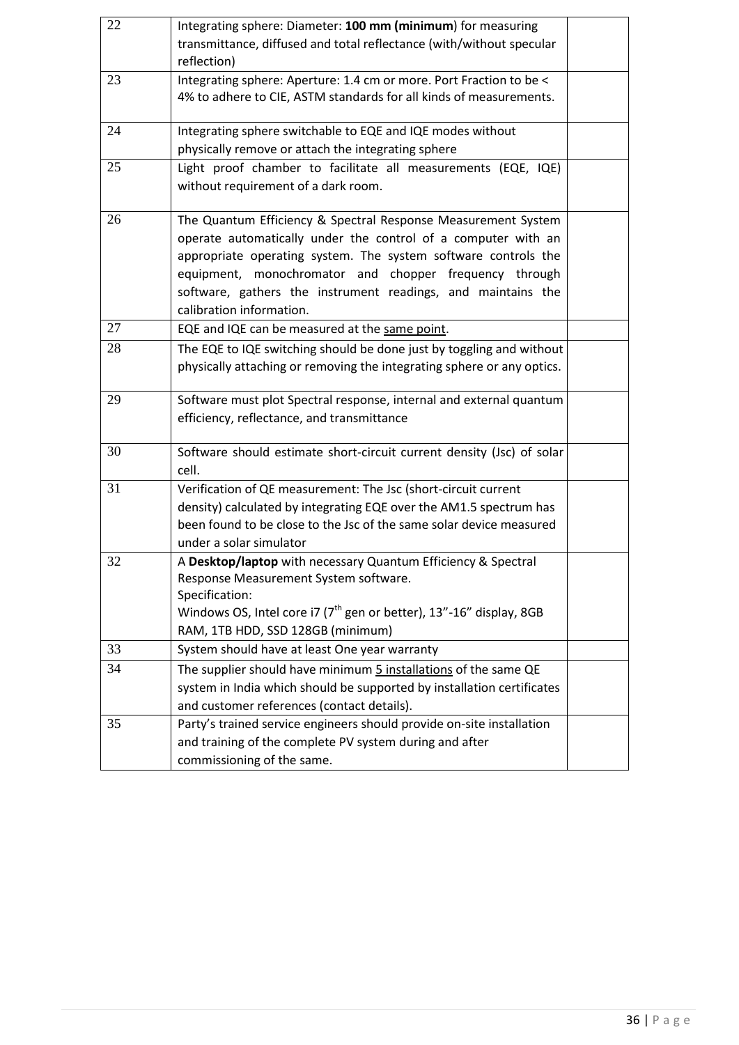| | | |
|---|---|---|
| 22 | Integrating sphere: Diameter: **100 mm (minimum**) for measuring transmittance, diffused and total reflectance (with/without specular reflection) | |
| 23 | Integrating sphere: Aperture: 1.4 cm or more. Port Fraction to be < 4% to adhere to CIE, ASTM standards for all kinds of measurements. | |
| 24 | Integrating sphere switchable to EQE and IQE modes without physically remove or attach the integrating sphere | |
| 25 | Light proof chamber to facilitate all measurements (EQE, IQE) without requirement of a dark room. | |
| 26 | The Quantum Efficiency & Spectral Response Measurement System operate automatically under the control of a computer with an appropriate operating system. The system software controls the equipment, monochromator and chopper frequency through software, gathers the instrument readings, and maintains the calibration information. | |
| 27 | EQE and IQE can be measured at the <u>same point</u>. | |
| 28 | The EQE to IQE switching should be done just by toggling and without physically attaching or removing the integrating sphere or any optics. | |
| 29 | Software must plot Spectral response, internal and external quantum efficiency, reflectance, and transmittance | |
| 30 | Software should estimate short-circuit current density (Jsc) of solar cell. | |
| 31 | Verification of QE measurement: The Jsc (short-circuit current density) calculated by integrating EQE over the AM1.5 spectrum has been found to be close to the Jsc of the same solar device measured under a solar simulator | |
| 32 | A **Desktop/laptop** with necessary Quantum Efficiency & Spectral Response Measurement System software.<br>Specification:<br>Windows OS, Intel core i7 (7$^{th}$ gen or better), 13”-16” display, 8GB RAM, 1TB HDD, SSD 128GB (minimum) | |
| 33 | System should have at least One year warranty | |
| 34 | The supplier should have minimum <u>5 installations</u> of the same QE system in India which should be supported by installation certificates and customer references (contact details). | |
| 35 | Party’s trained service engineers should provide on-site installation and training of the complete PV system during and after commissioning of the same. | |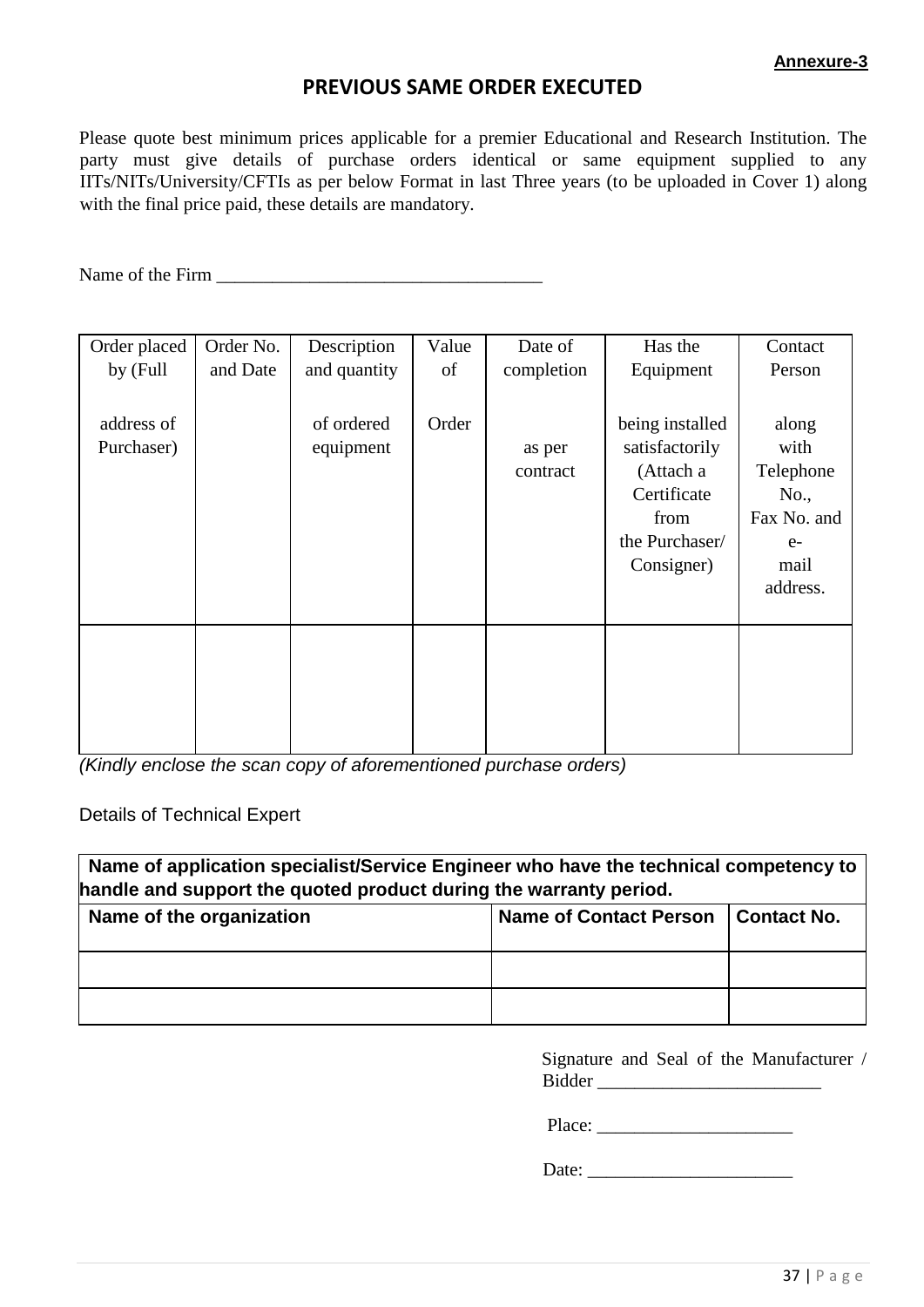**Annexure-3**

# PREVIOUS SAME ORDER EXECUTED

Please quote best minimum prices applicable for a premier Educational and Research Institution. The party must give details of purchase orders identical or same equipment supplied to any IITs/NITs/University/CFTIs as per below Format in last Three years (to be uploaded in Cover 1) along with the final price paid, these details are mandatory.

Name of the Firm ___________________________________

| Order placed by (Full address of Purchaser) | Order No. and Date | Description and quantity of ordered equipment | Value of Order | Date of completion as per contract | Has the Equipment being installed satisfactorily (Attach a Certificate from the Purchaser/ Consigner) | Contact Person along with Telephone No., Fax No. and e-mail address. |
|---|---|---|---|---|---|---|
| | | | | | | |

*(Kindly enclose the scan copy of aforementioned purchase orders)*

Details of Technical Expert

| **Name of application specialist/Service Engineer who have the technical competency to handle and support the quoted product during the warranty period.** | | |
|---|---|---|
| **Name of the organization** | **Name of Contact Person** | **Contact No.** |
| | | |
| | | |

Signature and Seal of the Manufacturer / Bidder ________________________

Place: _____________________

Date: ______________________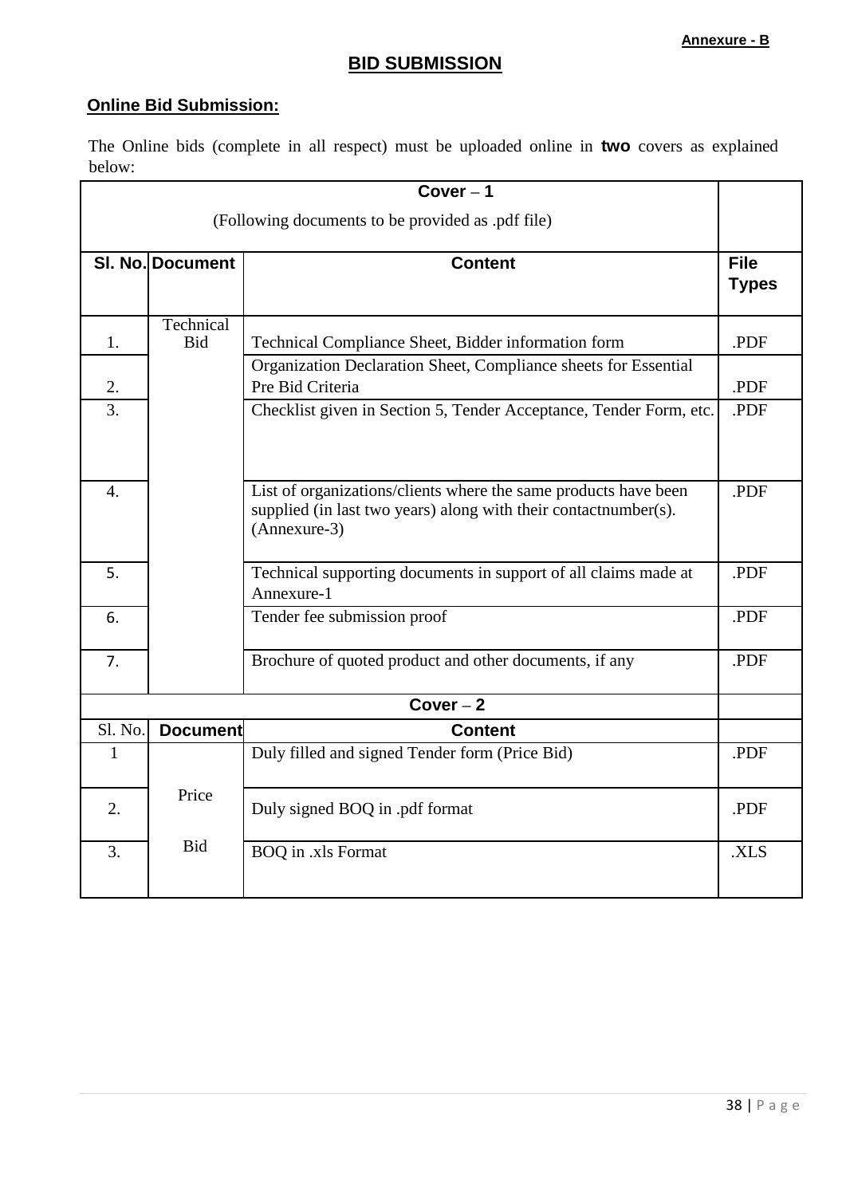**Annexure - B**

# BID SUBMISSION

## Online Bid Submission:

The Online bids (complete in all respect) must be uploaded online in **two** covers as explained below:

| Cover – 1 (Following documents to be provided as .pdf file) | | | |
|---|---|---|---|
| **Sl. No.** | **Document** | **Content** | **File Types** |
| 1. | Technical Bid | Technical Compliance Sheet, Bidder information form | .PDF |
| 2. | | Organization Declaration Sheet, Compliance sheets for Essential Pre Bid Criteria | .PDF |
| 3. | | Checklist given in Section 5, Tender Acceptance, Tender Form, etc. | .PDF |
| 4. | | List of organizations/clients where the same products have been supplied (in last two years) along with their contactnumber(s). (Annexure-3) | .PDF |
| 5. | | Technical supporting documents in support of all claims made at Annexure-1 | .PDF |
| 6. | | Tender fee submission proof | .PDF |
| 7. | | Brochure of quoted product and other documents, if any | .PDF |
| **Cover – 2** | | | |
| Sl. No. | **Document** | **Content** | |
| 1 | Price Bid | Duly filled and signed Tender form (Price Bid) | .PDF |
| 2. | | Duly signed BOQ in .pdf format | .PDF |
| 3. | | BOQ in .xls Format | .XLS |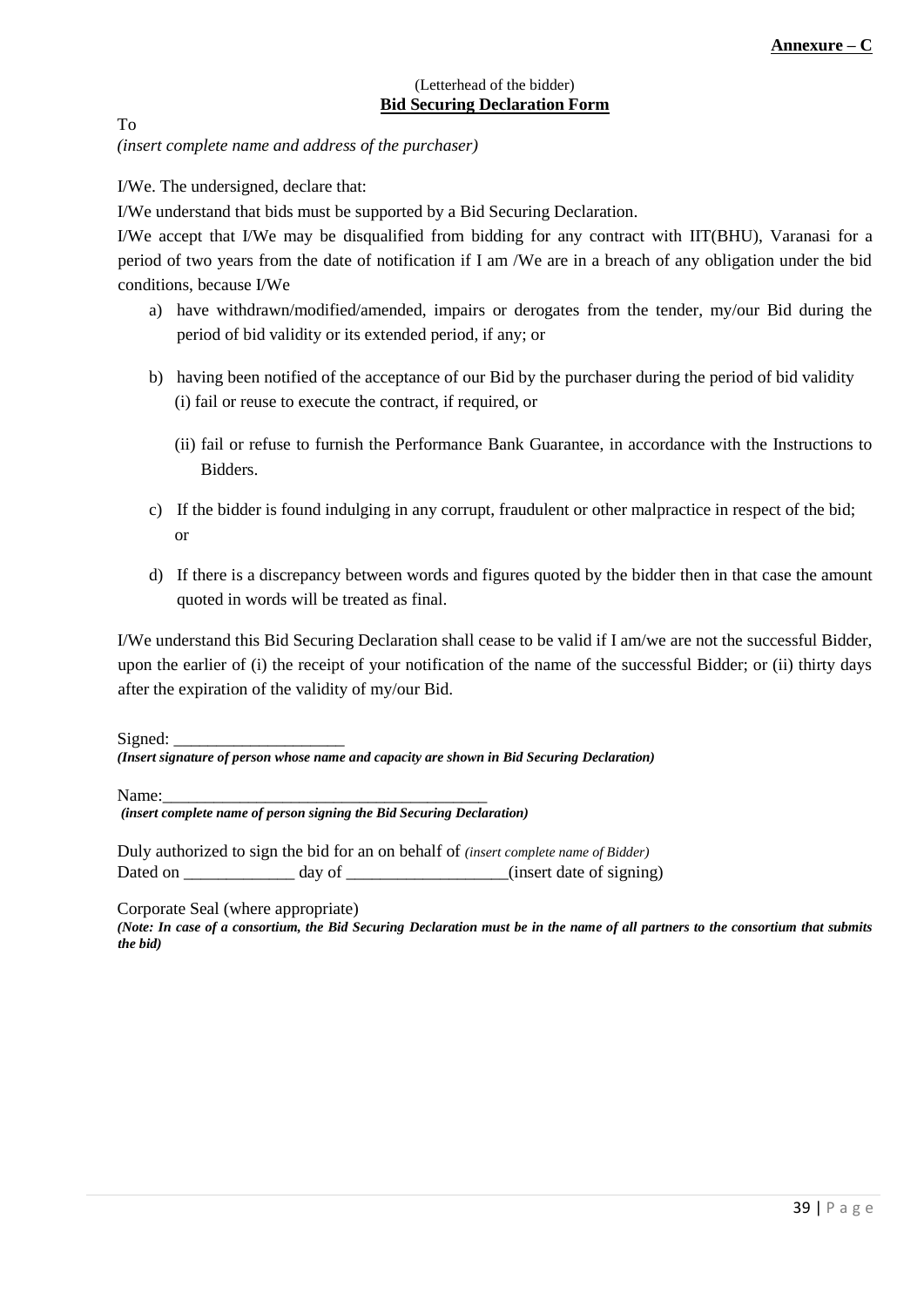**Annexure – C**

(Letterhead of the bidder)

**Bid Securing Declaration Form**

To

*(insert complete name and address of the purchaser)*

I/We. The undersigned, declare that:

I/We understand that bids must be supported by a Bid Securing Declaration.

I/We accept that I/We may be disqualified from bidding for any contract with IIT(BHU), Varanasi for a period of two years from the date of notification if I am /We are in a breach of any obligation under the bid conditions, because I/We

a) have withdrawn/modified/amended, impairs or derogates from the tender, my/our Bid during the period of bid validity or its extended period, if any; or

b) having been notified of the acceptance of our Bid by the purchaser during the period of bid validity
   (i) fail or reuse to execute the contract, if required, or

   (ii) fail or refuse to furnish the Performance Bank Guarantee, in accordance with the Instructions to Bidders.

c) If the bidder is found indulging in any corrupt, fraudulent or other malpractice in respect of the bid; or

d) If there is a discrepancy between words and figures quoted by the bidder then in that case the amount quoted in words will be treated as final.

I/We understand this Bid Securing Declaration shall cease to be valid if I am/we are not the successful Bidder, upon the earlier of (i) the receipt of your notification of the name of the successful Bidder; or (ii) thirty days after the expiration of the validity of my/our Bid.

Signed: ____________________

***(Insert signature of person whose name and capacity are shown in Bid Securing Declaration)***

Name:_______________________________________

***(insert complete name of person signing the Bid Securing Declaration)***

Duly authorized to sign the bid for an on behalf of *(insert complete name of Bidder)*

Dated on _____________ day of ___________________(insert date of signing)

Corporate Seal (where appropriate)

***(Note: In case of a consortium, the Bid Securing Declaration must be in the name of all partners to the consortium that submits the bid)***